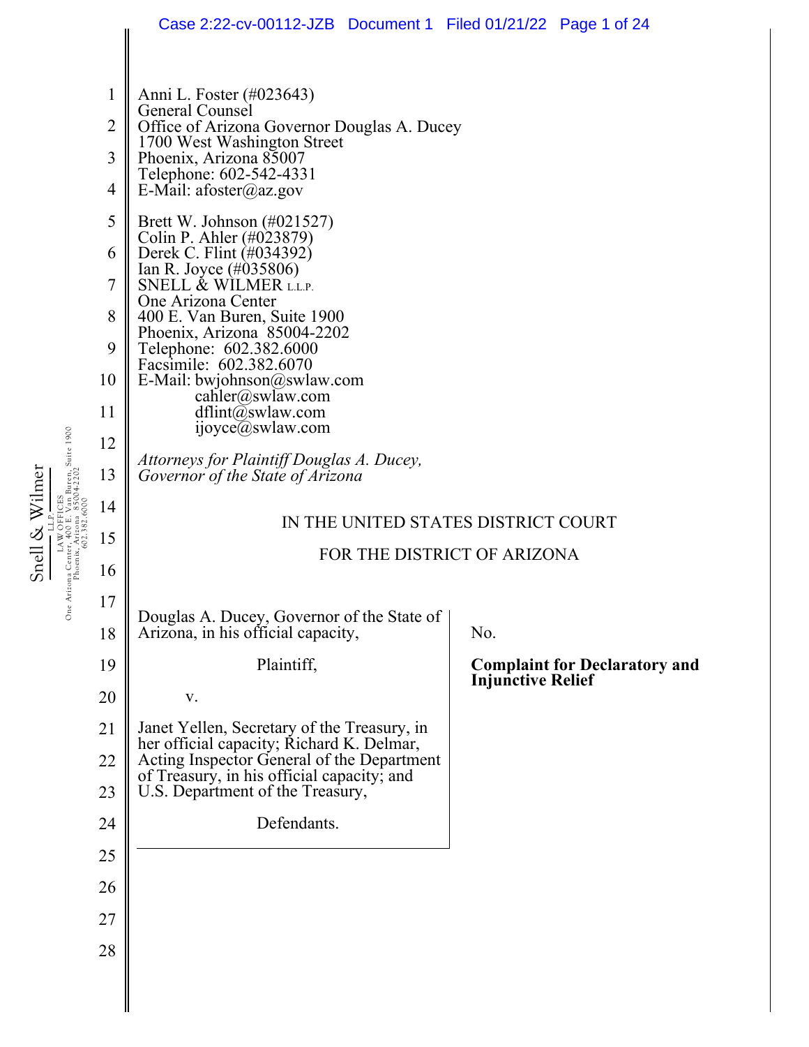Anni L. Foster (#023643)
General Counsel
Office of Arizona Governor Douglas A. Ducey
1700 West Washington Street
Phoenix, Arizona 85007
Telephone: 602-542-4331
E-Mail: afoster@az.gov

Brett W. Johnson (#021527)
Colin P. Ahler (#023879)
Derek C. Flint (#034392)
Ian R. Joyce (#035806)
SNELL & WILMER L.L.P.
One Arizona Center
400 E. Van Buren, Suite 1900
Phoenix, Arizona 85004-2202
Telephone: 602.382.6000
Facsimile: 602.382.6070
E-Mail: bwjohnson@swlaw.com
cahler@swlaw.com
dflint@swlaw.com
ijoyce@swlaw.com

*Attorneys for Plaintiff Douglas A. Ducey, Governor of the State of Arizona*

IN THE UNITED STATES DISTRICT COURT

FOR THE DISTRICT OF ARIZONA

| | |
|---|---|
| Douglas A. Ducey, Governor of the State of Arizona, in his official capacity,<br><br>Plaintiff,<br><br>v.<br><br>Janet Yellen, Secretary of the Treasury, in her official capacity; Richard K. Delmar, Acting Inspector General of the Department of Treasury, in his official capacity; and U.S. Department of the Treasury,<br><br>Defendants. | No.<br><br>**Complaint for Declaratory and Injunctive Relief** |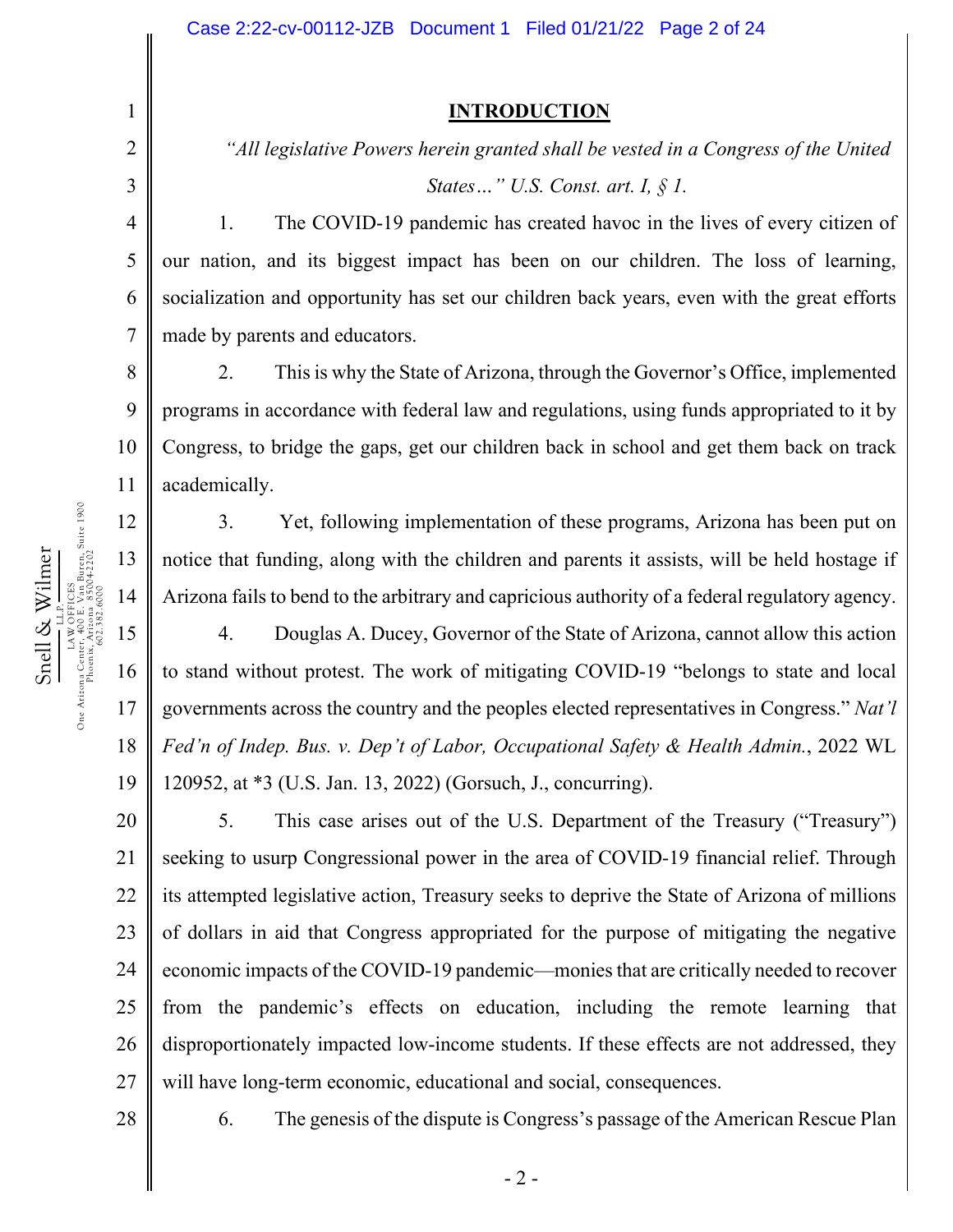## INTRODUCTION

*"All legislative Powers herein granted shall be vested in a Congress of the United States…" U.S. Const. art. I, § 1.*

1. The COVID-19 pandemic has created havoc in the lives of every citizen of our nation, and its biggest impact has been on our children. The loss of learning, socialization and opportunity has set our children back years, even with the great efforts made by parents and educators.

2. This is why the State of Arizona, through the Governor's Office, implemented programs in accordance with federal law and regulations, using funds appropriated to it by Congress, to bridge the gaps, get our children back in school and get them back on track academically.

3. Yet, following implementation of these programs, Arizona has been put on notice that funding, along with the children and parents it assists, will be held hostage if Arizona fails to bend to the arbitrary and capricious authority of a federal regulatory agency.

4. Douglas A. Ducey, Governor of the State of Arizona, cannot allow this action to stand without protest. The work of mitigating COVID-19 "belongs to state and local governments across the country and the peoples elected representatives in Congress." *Nat'l Fed'n of Indep. Bus. v. Dep't of Labor, Occupational Safety & Health Admin.*, 2022 WL 120952, at *3 (U.S. Jan. 13, 2022) (Gorsuch, J., concurring).

5. This case arises out of the U.S. Department of the Treasury ("Treasury") seeking to usurp Congressional power in the area of COVID-19 financial relief. Through its attempted legislative action, Treasury seeks to deprive the State of Arizona of millions of dollars in aid that Congress appropriated for the purpose of mitigating the negative economic impacts of the COVID-19 pandemic—monies that are critically needed to recover from the pandemic's effects on education, including the remote learning that disproportionately impacted low-income students. If these effects are not addressed, they will have long-term economic, educational and social, consequences.

6. The genesis of the dispute is Congress's passage of the American Rescue Plan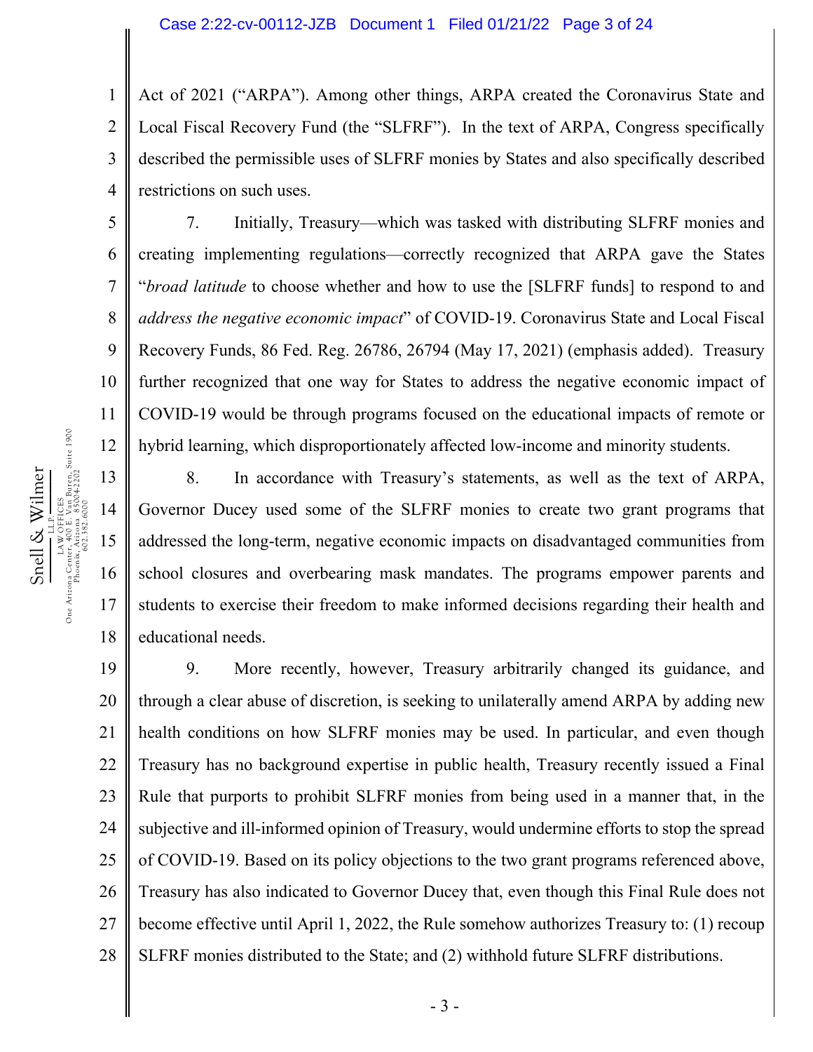Act of 2021 ("ARPA"). Among other things, ARPA created the Coronavirus State and Local Fiscal Recovery Fund (the "SLFRF"). In the text of ARPA, Congress specifically described the permissible uses of SLFRF monies by States and also specifically described restrictions on such uses.

7. Initially, Treasury—which was tasked with distributing SLFRF monies and creating implementing regulations—correctly recognized that ARPA gave the States "*broad latitude* to choose whether and how to use the [SLFRF funds] to respond to and *address the negative economic impact*" of COVID-19. Coronavirus State and Local Fiscal Recovery Funds, 86 Fed. Reg. 26786, 26794 (May 17, 2021) (emphasis added). Treasury further recognized that one way for States to address the negative economic impact of COVID-19 would be through programs focused on the educational impacts of remote or hybrid learning, which disproportionately affected low-income and minority students.

8. In accordance with Treasury's statements, as well as the text of ARPA, Governor Ducey used some of the SLFRF monies to create two grant programs that addressed the long-term, negative economic impacts on disadvantaged communities from school closures and overbearing mask mandates. The programs empower parents and students to exercise their freedom to make informed decisions regarding their health and educational needs.

9. More recently, however, Treasury arbitrarily changed its guidance, and through a clear abuse of discretion, is seeking to unilaterally amend ARPA by adding new health conditions on how SLFRF monies may be used. In particular, and even though Treasury has no background expertise in public health, Treasury recently issued a Final Rule that purports to prohibit SLFRF monies from being used in a manner that, in the subjective and ill-informed opinion of Treasury, would undermine efforts to stop the spread of COVID-19. Based on its policy objections to the two grant programs referenced above, Treasury has also indicated to Governor Ducey that, even though this Final Rule does not become effective until April 1, 2022, the Rule somehow authorizes Treasury to: (1) recoup SLFRF monies distributed to the State; and (2) withhold future SLFRF distributions.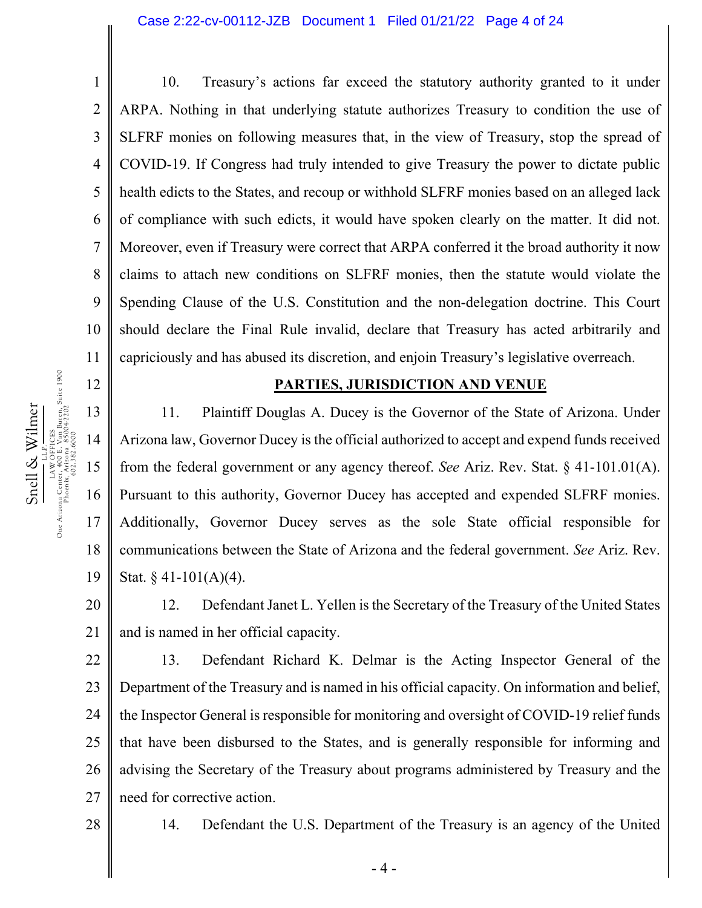10. Treasury's actions far exceed the statutory authority granted to it under ARPA. Nothing in that underlying statute authorizes Treasury to condition the use of SLFRF monies on following measures that, in the view of Treasury, stop the spread of COVID-19. If Congress had truly intended to give Treasury the power to dictate public health edicts to the States, and recoup or withhold SLFRF monies based on an alleged lack of compliance with such edicts, it would have spoken clearly on the matter. It did not. Moreover, even if Treasury were correct that ARPA conferred it the broad authority it now claims to attach new conditions on SLFRF monies, then the statute would violate the Spending Clause of the U.S. Constitution and the non-delegation doctrine. This Court should declare the Final Rule invalid, declare that Treasury has acted arbitrarily and capriciously and has abused its discretion, and enjoin Treasury's legislative overreach.

**PARTIES, JURISDICTION AND VENUE**

11. Plaintiff Douglas A. Ducey is the Governor of the State of Arizona. Under Arizona law, Governor Ducey is the official authorized to accept and expend funds received from the federal government or any agency thereof. *See* Ariz. Rev. Stat. § 41-101.01(A). Pursuant to this authority, Governor Ducey has accepted and expended SLFRF monies. Additionally, Governor Ducey serves as the sole State official responsible for communications between the State of Arizona and the federal government. *See* Ariz. Rev. Stat. § 41-101(A)(4).

12. Defendant Janet L. Yellen is the Secretary of the Treasury of the United States and is named in her official capacity.

13. Defendant Richard K. Delmar is the Acting Inspector General of the Department of the Treasury and is named in his official capacity. On information and belief, the Inspector General is responsible for monitoring and oversight of COVID-19 relief funds that have been disbursed to the States, and is generally responsible for informing and advising the Secretary of the Treasury about programs administered by Treasury and the need for corrective action.

14. Defendant the U.S. Department of the Treasury is an agency of the United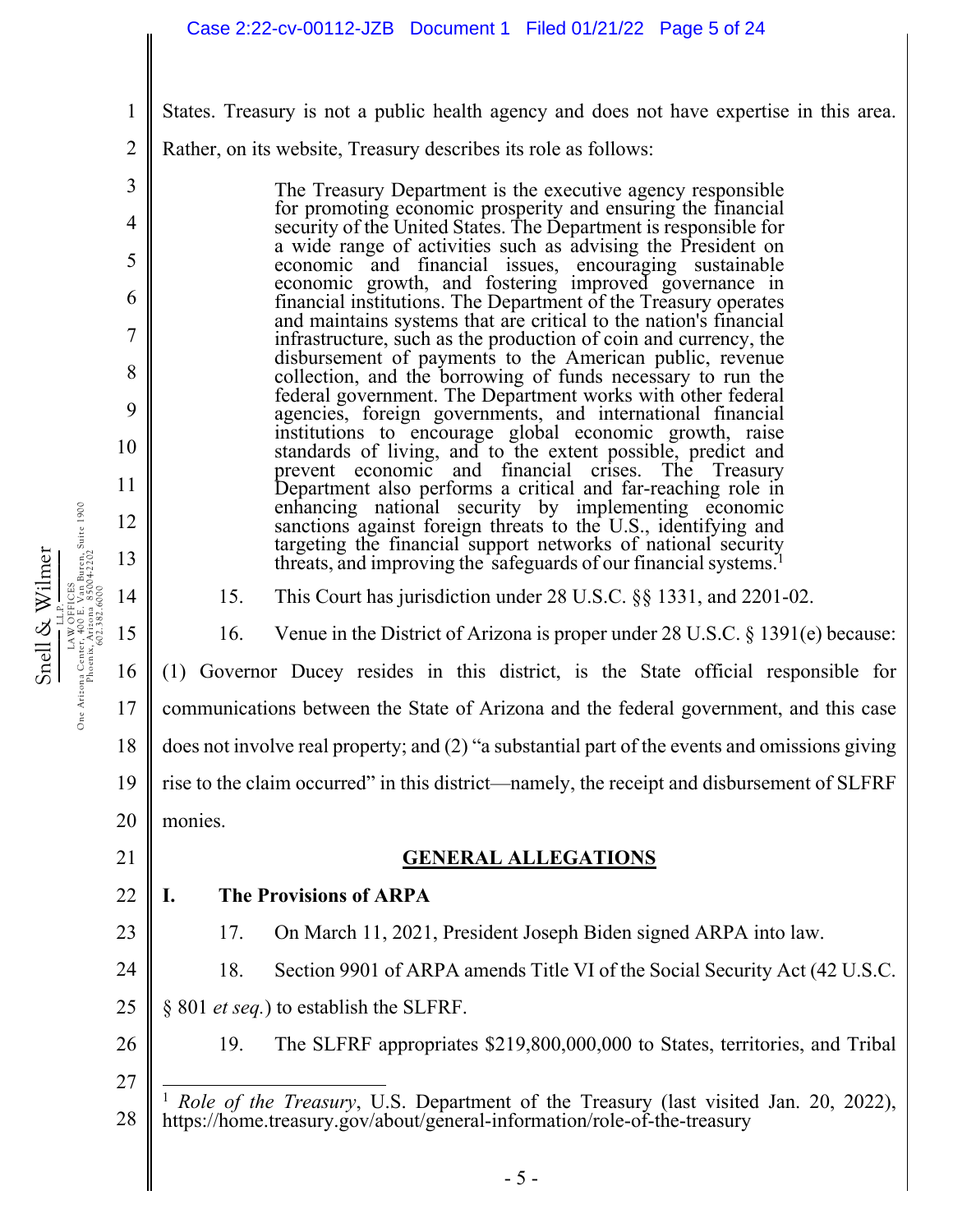States. Treasury is not a public health agency and does not have expertise in this area. Rather, on its website, Treasury describes its role as follows:

> The Treasury Department is the executive agency responsible for promoting economic prosperity and ensuring the financial security of the United States. The Department is responsible for a wide range of activities such as advising the President on economic and financial issues, encouraging sustainable economic growth, and fostering improved governance in financial institutions. The Department of the Treasury operates and maintains systems that are critical to the nation's financial infrastructure, such as the production of coin and currency, the disbursement of payments to the American public, revenue collection, and the borrowing of funds necessary to run the federal government. The Department works with other federal agencies, foreign governments, and international financial institutions to encourage global economic growth, raise standards of living, and to the extent possible, predict and prevent economic and financial crises. The Treasury Department also performs a critical and far-reaching role in enhancing national security by implementing economic sanctions against foreign threats to the U.S., identifying and targeting the financial support networks of national security threats, and improving the safeguards of our financial systems.[1]

15. This Court has jurisdiction under 28 U.S.C. §§ 1331, and 2201-02.

16. Venue in the District of Arizona is proper under 28 U.S.C. § 1391(e) because: (1) Governor Ducey resides in this district, is the State official responsible for communications between the State of Arizona and the federal government, and this case does not involve real property; and (2) "a substantial part of the events and omissions giving rise to the claim occurred" in this district—namely, the receipt and disbursement of SLFRF monies.

## GENERAL ALLEGATIONS

### I. The Provisions of ARPA

17. On March 11, 2021, President Joseph Biden signed ARPA into law.

18. Section 9901 of ARPA amends Title VI of the Social Security Act (42 U.S.C. § 801 *et seq.*) to establish the SLFRF.

19. The SLFRF appropriates $219,800,000,000 to States, territories, and Tribal

---

[1] *Role of the Treasury*, U.S. Department of the Treasury (last visited Jan. 20, 2022), https://home.treasury.gov/about/general-information/role-of-the-treasury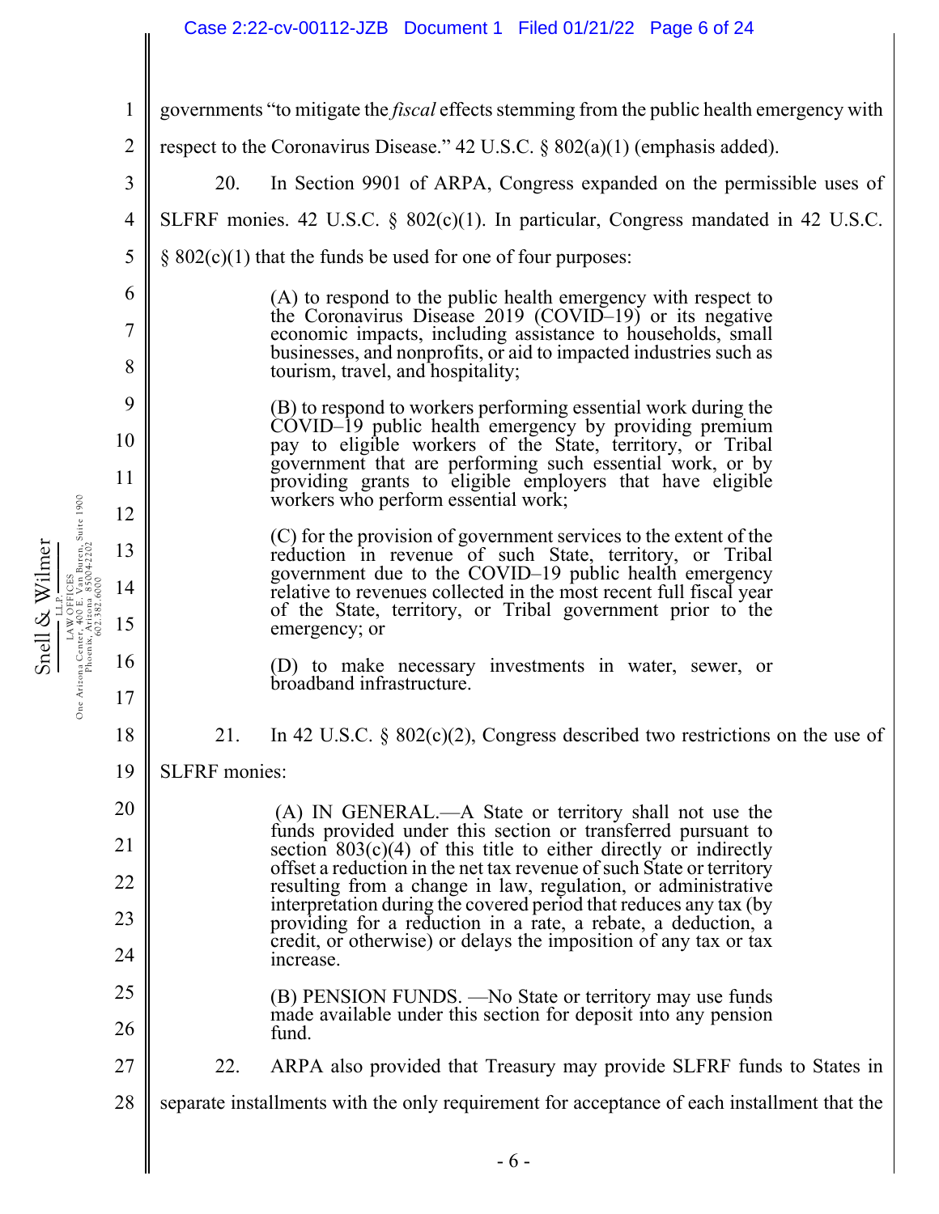governments "to mitigate the *fiscal* effects stemming from the public health emergency with respect to the Coronavirus Disease." 42 U.S.C. § 802(a)(1) (emphasis added).

20. In Section 9901 of ARPA, Congress expanded on the permissible uses of SLFRF monies. 42 U.S.C. § 802(c)(1). In particular, Congress mandated in 42 U.S.C. § 802(c)(1) that the funds be used for one of four purposes:

> (A) to respond to the public health emergency with respect to the Coronavirus Disease 2019 (COVID–19) or its negative economic impacts, including assistance to households, small businesses, and nonprofits, or aid to impacted industries such as tourism, travel, and hospitality;
>
> (B) to respond to workers performing essential work during the COVID–19 public health emergency by providing premium pay to eligible workers of the State, territory, or Tribal government that are performing such essential work, or by providing grants to eligible employers that have eligible workers who perform essential work;
>
> (C) for the provision of government services to the extent of the reduction in revenue of such State, territory, or Tribal government due to the COVID–19 public health emergency relative to revenues collected in the most recent full fiscal year of the State, territory, or Tribal government prior to the emergency; or
>
> (D) to make necessary investments in water, sewer, or broadband infrastructure.

21. In 42 U.S.C. § 802(c)(2), Congress described two restrictions on the use of SLFRF monies:

> (A) IN GENERAL.—A State or territory shall not use the funds provided under this section or transferred pursuant to section 803(c)(4) of this title to either directly or indirectly offset a reduction in the net tax revenue of such State or territory resulting from a change in law, regulation, or administrative interpretation during the covered period that reduces any tax (by providing for a reduction in a rate, a rebate, a deduction, a credit, or otherwise) or delays the imposition of any tax or tax increase.
>
> (B) PENSION FUNDS. —No State or territory may use funds made available under this section for deposit into any pension fund.

22. ARPA also provided that Treasury may provide SLFRF funds to States in separate installments with the only requirement for acceptance of each installment that the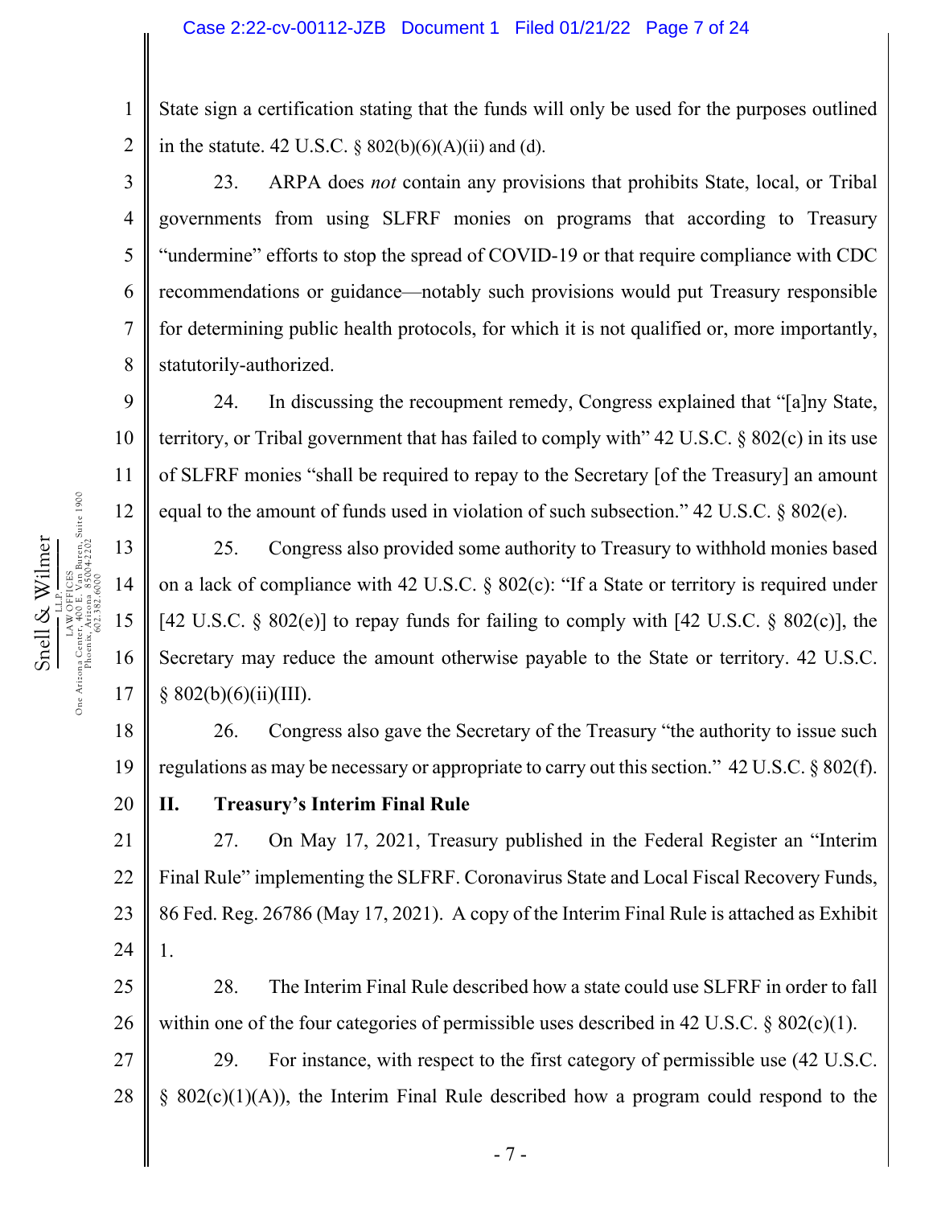State sign a certification stating that the funds will only be used for the purposes outlined in the statute. 42 U.S.C. § 802(b)(6)(A)(ii) and (d).

23. ARPA does *not* contain any provisions that prohibits State, local, or Tribal governments from using SLFRF monies on programs that according to Treasury "undermine" efforts to stop the spread of COVID-19 or that require compliance with CDC recommendations or guidance—notably such provisions would put Treasury responsible for determining public health protocols, for which it is not qualified or, more importantly, statutorily-authorized.

24. In discussing the recoupment remedy, Congress explained that "[a]ny State, territory, or Tribal government that has failed to comply with" 42 U.S.C. § 802(c) in its use of SLFRF monies "shall be required to repay to the Secretary [of the Treasury] an amount equal to the amount of funds used in violation of such subsection." 42 U.S.C. § 802(e).

25. Congress also provided some authority to Treasury to withhold monies based on a lack of compliance with 42 U.S.C. § 802(c): "If a State or territory is required under [42 U.S.C. § 802(e)] to repay funds for failing to comply with [42 U.S.C. § 802(c)], the Secretary may reduce the amount otherwise payable to the State or territory. 42 U.S.C. § 802(b)(6)(ii)(III).

26. Congress also gave the Secretary of the Treasury "the authority to issue such regulations as may be necessary or appropriate to carry out this section." 42 U.S.C. § 802(f).

## II. Treasury's Interim Final Rule

27. On May 17, 2021, Treasury published in the Federal Register an "Interim Final Rule" implementing the SLFRF. Coronavirus State and Local Fiscal Recovery Funds, 86 Fed. Reg. 26786 (May 17, 2021). A copy of the Interim Final Rule is attached as Exhibit 1.

28. The Interim Final Rule described how a state could use SLFRF in order to fall within one of the four categories of permissible uses described in 42 U.S.C. § 802(c)(1).

29. For instance, with respect to the first category of permissible use (42 U.S.C. § 802(c)(1)(A)), the Interim Final Rule described how a program could respond to the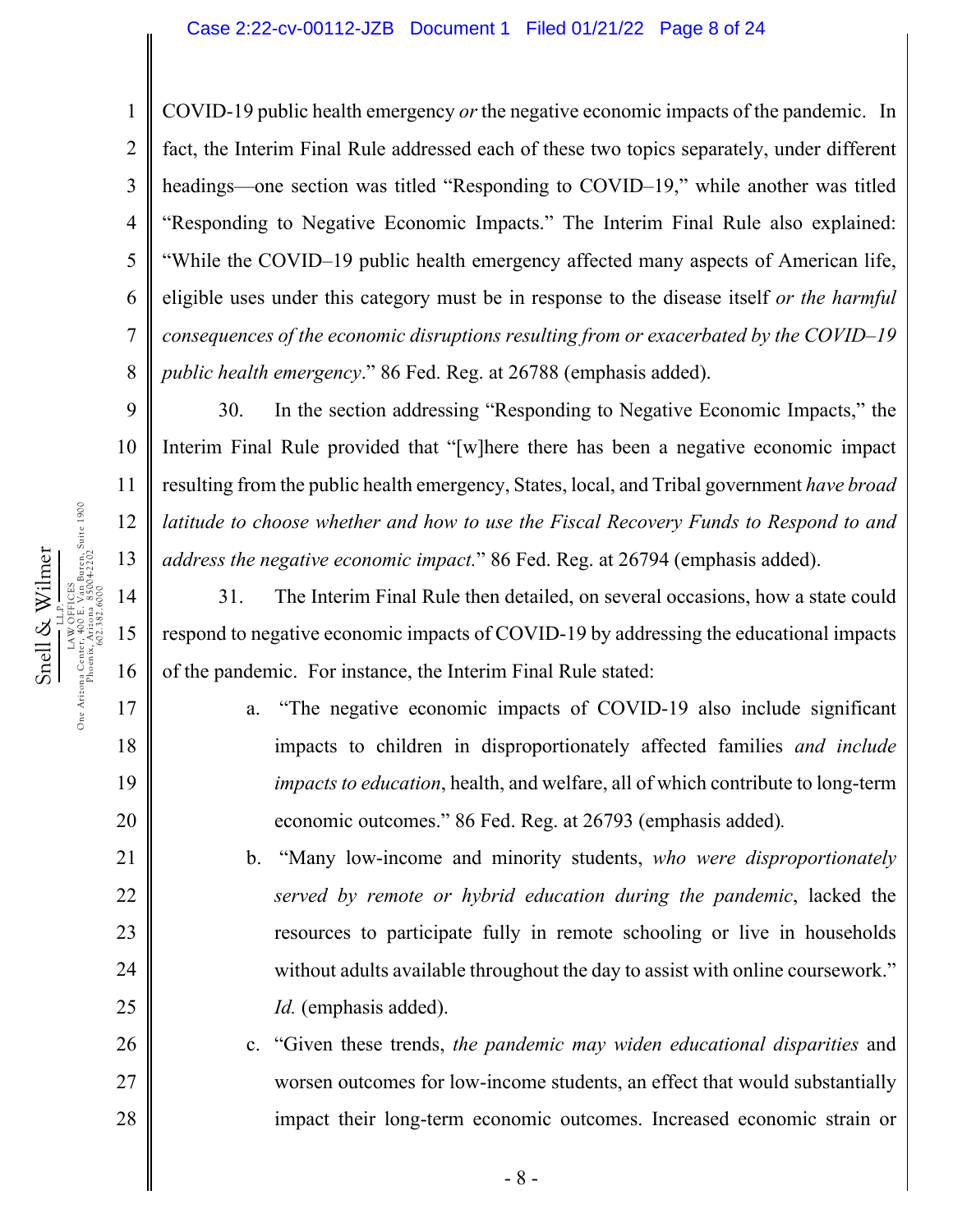COVID-19 public health emergency *or* the negative economic impacts of the pandemic. In fact, the Interim Final Rule addressed each of these two topics separately, under different headings—one section was titled "Responding to COVID–19," while another was titled "Responding to Negative Economic Impacts." The Interim Final Rule also explained: "While the COVID–19 public health emergency affected many aspects of American life, eligible uses under this category must be in response to the disease itself *or the harmful consequences of the economic disruptions resulting from or exacerbated by the COVID–19 public health emergency*." 86 Fed. Reg. at 26788 (emphasis added).

30. In the section addressing "Responding to Negative Economic Impacts," the Interim Final Rule provided that "[w]here there has been a negative economic impact resulting from the public health emergency, States, local, and Tribal government *have broad latitude to choose whether and how to use the Fiscal Recovery Funds to Respond to and address the negative economic impact*." 86 Fed. Reg. at 26794 (emphasis added).

31. The Interim Final Rule then detailed, on several occasions, how a state could respond to negative economic impacts of COVID-19 by addressing the educational impacts of the pandemic. For instance, the Interim Final Rule stated:

a. "The negative economic impacts of COVID-19 also include significant impacts to children in disproportionately affected families *and include impacts to education*, health, and welfare, all of which contribute to long-term economic outcomes." 86 Fed. Reg. at 26793 (emphasis added).

b. "Many low-income and minority students, *who were disproportionately served by remote or hybrid education during the pandemic*, lacked the resources to participate fully in remote schooling or live in households without adults available throughout the day to assist with online coursework." *Id.* (emphasis added).

c. "Given these trends, *the pandemic may widen educational disparities* and worsen outcomes for low-income students, an effect that would substantially impact their long-term economic outcomes. Increased economic strain or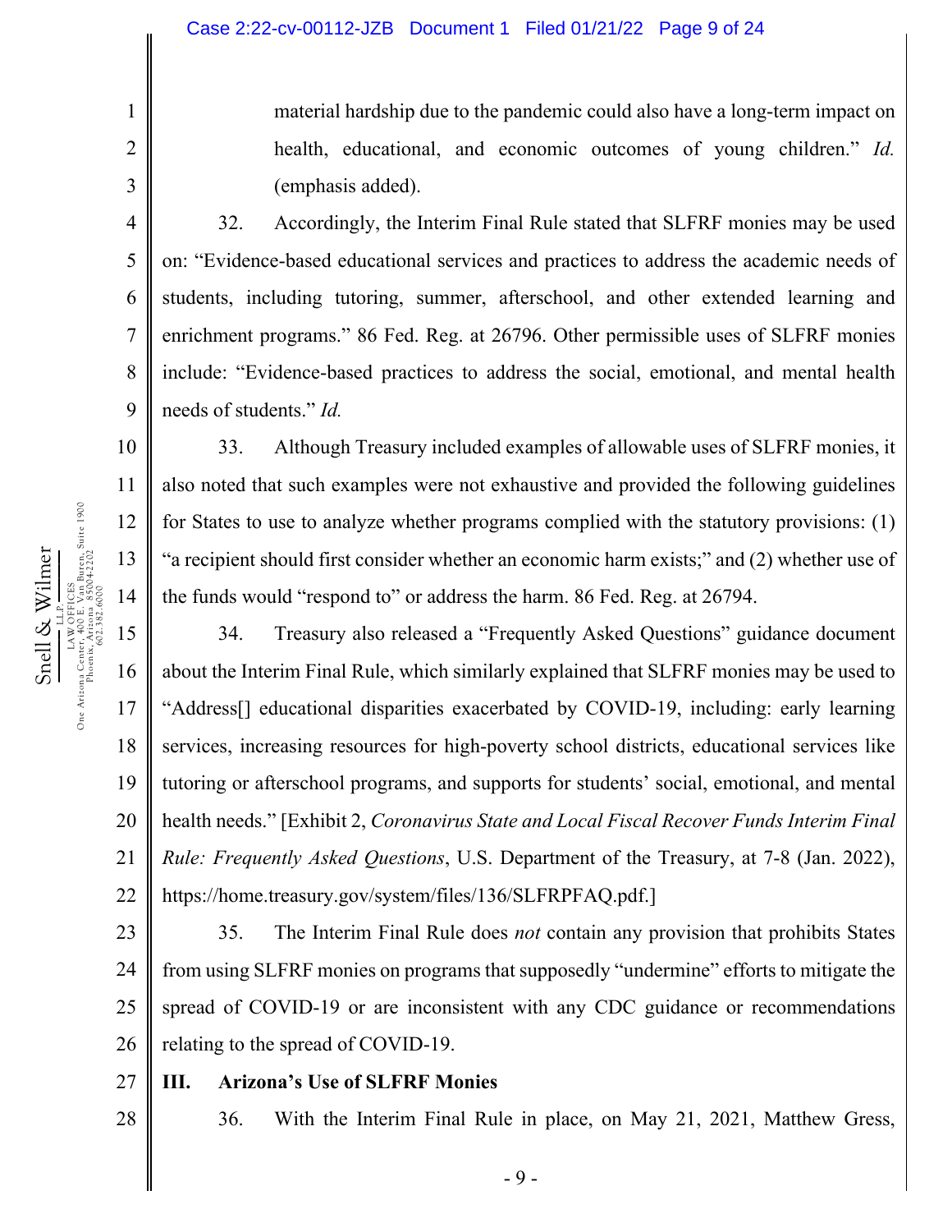> material hardship due to the pandemic could also have a long-term impact on health, educational, and economic outcomes of young children." *Id.* (emphasis added).

32. Accordingly, the Interim Final Rule stated that SLFRF monies may be used on: "Evidence-based educational services and practices to address the academic needs of students, including tutoring, summer, afterschool, and other extended learning and enrichment programs." 86 Fed. Reg. at 26796. Other permissible uses of SLFRF monies include: "Evidence-based practices to address the social, emotional, and mental health needs of students." *Id.*

33. Although Treasury included examples of allowable uses of SLFRF monies, it also noted that such examples were not exhaustive and provided the following guidelines for States to use to analyze whether programs complied with the statutory provisions: (1) "a recipient should first consider whether an economic harm exists;" and (2) whether use of the funds would "respond to" or address the harm. 86 Fed. Reg. at 26794.

34. Treasury also released a "Frequently Asked Questions" guidance document about the Interim Final Rule, which similarly explained that SLFRF monies may be used to "Address[] educational disparities exacerbated by COVID-19, including: early learning services, increasing resources for high-poverty school districts, educational services like tutoring or afterschool programs, and supports for students' social, emotional, and mental health needs." [Exhibit 2, *Coronavirus State and Local Fiscal Recover Funds Interim Final Rule: Frequently Asked Questions*, U.S. Department of the Treasury, at 7-8 (Jan. 2022), https://home.treasury.gov/system/files/136/SLFRPFAQ.pdf.]

35. The Interim Final Rule does *not* contain any provision that prohibits States from using SLFRF monies on programs that supposedly "undermine" efforts to mitigate the spread of COVID-19 or are inconsistent with any CDC guidance or recommendations relating to the spread of COVID-19.

## III. Arizona's Use of SLFRF Monies

36. With the Interim Final Rule in place, on May 21, 2021, Matthew Gress,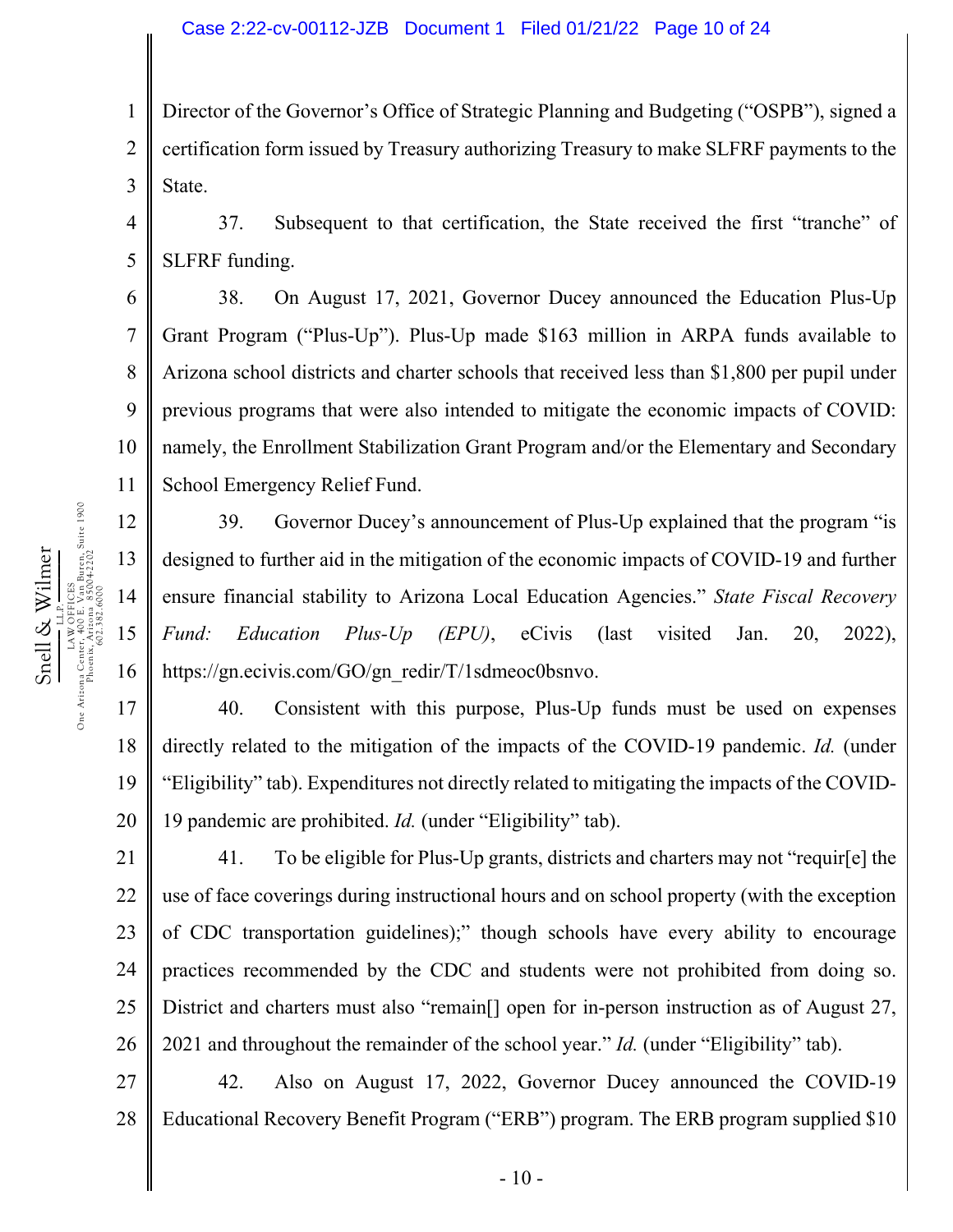Director of the Governor's Office of Strategic Planning and Budgeting ("OSPB"), signed a certification form issued by Treasury authorizing Treasury to make SLFRF payments to the State.

37. Subsequent to that certification, the State received the first "tranche" of SLFRF funding.

38. On August 17, 2021, Governor Ducey announced the Education Plus-Up Grant Program ("Plus-Up"). Plus-Up made $163 million in ARPA funds available to Arizona school districts and charter schools that received less than $1,800 per pupil under previous programs that were also intended to mitigate the economic impacts of COVID: namely, the Enrollment Stabilization Grant Program and/or the Elementary and Secondary School Emergency Relief Fund.

39. Governor Ducey's announcement of Plus-Up explained that the program "is designed to further aid in the mitigation of the economic impacts of COVID-19 and further ensure financial stability to Arizona Local Education Agencies." *State Fiscal Recovery Fund: Education Plus-Up (EPU)*, eCivis (last visited Jan. 20, 2022), https://gn.ecivis.com/GO/gn_redir/T/1sdmeoc0bsnvo.

40. Consistent with this purpose, Plus-Up funds must be used on expenses directly related to the mitigation of the impacts of the COVID-19 pandemic. *Id.* (under "Eligibility" tab). Expenditures not directly related to mitigating the impacts of the COVID-19 pandemic are prohibited. *Id.* (under "Eligibility" tab).

41. To be eligible for Plus-Up grants, districts and charters may not "requir[e] the use of face coverings during instructional hours and on school property (with the exception of CDC transportation guidelines);" though schools have every ability to encourage practices recommended by the CDC and students were not prohibited from doing so. District and charters must also "remain[] open for in-person instruction as of August 27, 2021 and throughout the remainder of the school year." *Id.* (under "Eligibility" tab).

42. Also on August 17, 2022, Governor Ducey announced the COVID-19 Educational Recovery Benefit Program ("ERB") program. The ERB program supplied $10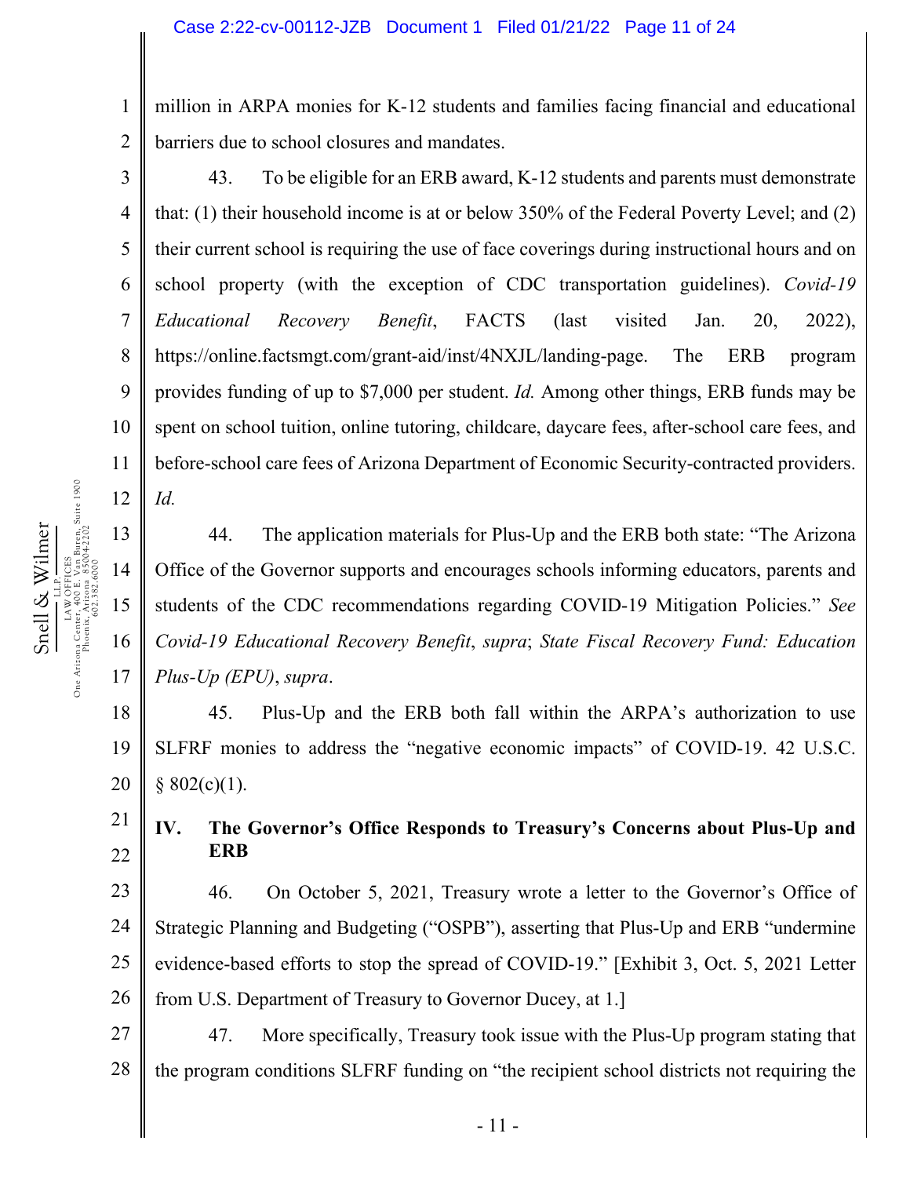million in ARPA monies for K-12 students and families facing financial and educational barriers due to school closures and mandates.

43. To be eligible for an ERB award, K-12 students and parents must demonstrate that: (1) their household income is at or below 350% of the Federal Poverty Level; and (2) their current school is requiring the use of face coverings during instructional hours and on school property (with the exception of CDC transportation guidelines). *Covid-19 Educational Recovery Benefit*, FACTS (last visited Jan. 20, 2022), https://online.factsmgt.com/grant-aid/inst/4NXJL/landing-page. The ERB program provides funding of up to $7,000 per student. *Id.* Among other things, ERB funds may be spent on school tuition, online tutoring, childcare, daycare fees, after-school care fees, and before-school care fees of Arizona Department of Economic Security-contracted providers. *Id.*

44. The application materials for Plus-Up and the ERB both state: "The Arizona Office of the Governor supports and encourages schools informing educators, parents and students of the CDC recommendations regarding COVID-19 Mitigation Policies." *See Covid-19 Educational Recovery Benefit*, *supra*; *State Fiscal Recovery Fund: Education Plus-Up (EPU)*, *supra*.

45. Plus-Up and the ERB both fall within the ARPA's authorization to use SLFRF monies to address the "negative economic impacts" of COVID-19. 42 U.S.C. § 802(c)(1).

## IV. The Governor's Office Responds to Treasury's Concerns about Plus-Up and ERB

46. On October 5, 2021, Treasury wrote a letter to the Governor's Office of Strategic Planning and Budgeting ("OSPB"), asserting that Plus-Up and ERB "undermine evidence-based efforts to stop the spread of COVID-19." [Exhibit 3, Oct. 5, 2021 Letter from U.S. Department of Treasury to Governor Ducey, at 1.]

47. More specifically, Treasury took issue with the Plus-Up program stating that the program conditions SLFRF funding on "the recipient school districts not requiring the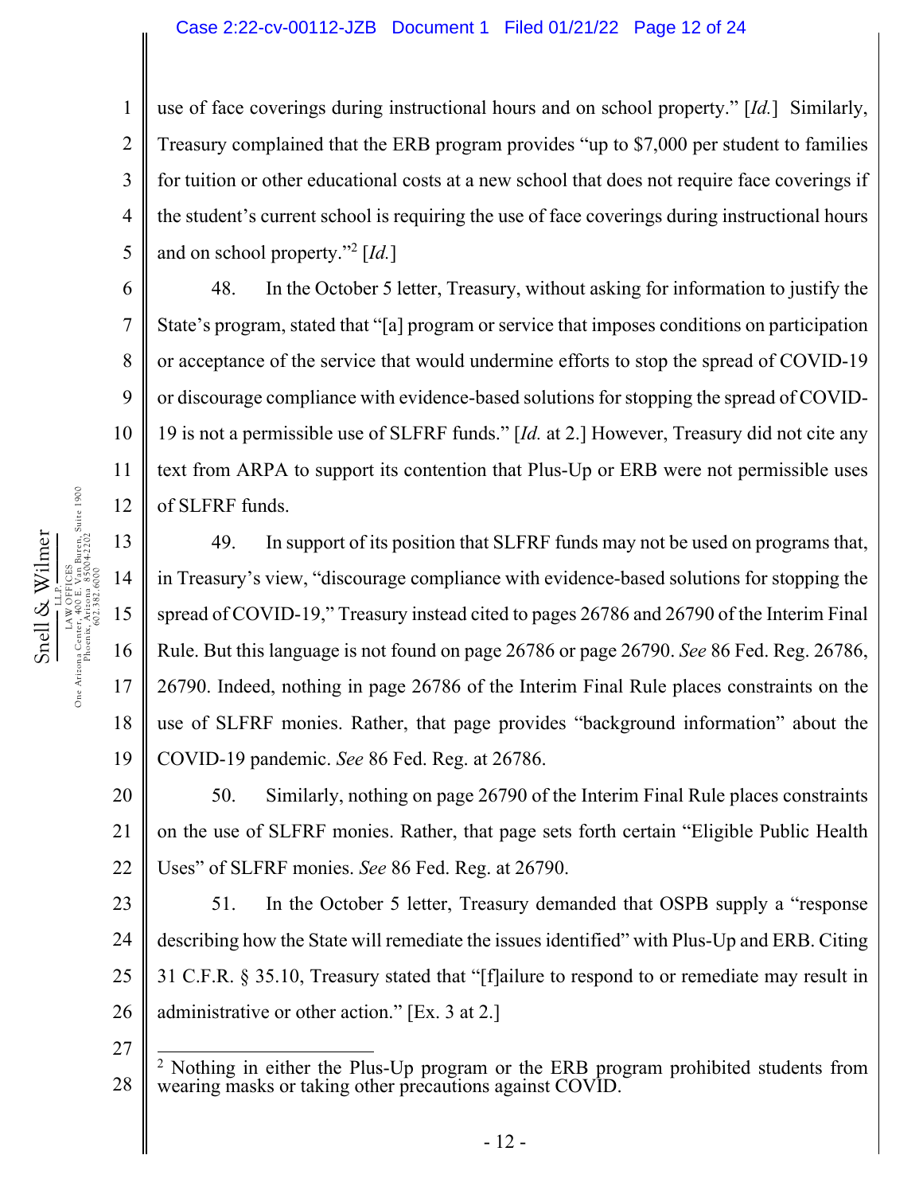use of face coverings during instructional hours and on school property." [*Id.*] Similarly, Treasury complained that the ERB program provides "up to $7,000 per student to families for tuition or other educational costs at a new school that does not require face coverings if the student's current school is requiring the use of face coverings during instructional hours and on school property."[2] [*Id.*]

48. In the October 5 letter, Treasury, without asking for information to justify the State's program, stated that "[a] program or service that imposes conditions on participation or acceptance of the service that would undermine efforts to stop the spread of COVID-19 or discourage compliance with evidence-based solutions for stopping the spread of COVID-19 is not a permissible use of SLFRF funds." [*Id.* at 2.] However, Treasury did not cite any text from ARPA to support its contention that Plus-Up or ERB were not permissible uses of SLFRF funds.

49. In support of its position that SLFRF funds may not be used on programs that, in Treasury's view, "discourage compliance with evidence-based solutions for stopping the spread of COVID-19," Treasury instead cited to pages 26786 and 26790 of the Interim Final Rule. But this language is not found on page 26786 or page 26790. *See* 86 Fed. Reg. 26786, 26790. Indeed, nothing in page 26786 of the Interim Final Rule places constraints on the use of SLFRF monies. Rather, that page provides "background information" about the COVID-19 pandemic. *See* 86 Fed. Reg. at 26786.

50. Similarly, nothing on page 26790 of the Interim Final Rule places constraints on the use of SLFRF monies. Rather, that page sets forth certain "Eligible Public Health Uses" of SLFRF monies. *See* 86 Fed. Reg. at 26790.

51. In the October 5 letter, Treasury demanded that OSPB supply a "response describing how the State will remediate the issues identified" with Plus-Up and ERB. Citing 31 C.F.R. § 35.10, Treasury stated that "[f]ailure to respond to or remediate may result in administrative or other action." [Ex. 3 at 2.]

---

[2] Nothing in either the Plus-Up program or the ERB program prohibited students from wearing masks or taking other precautions against COVID.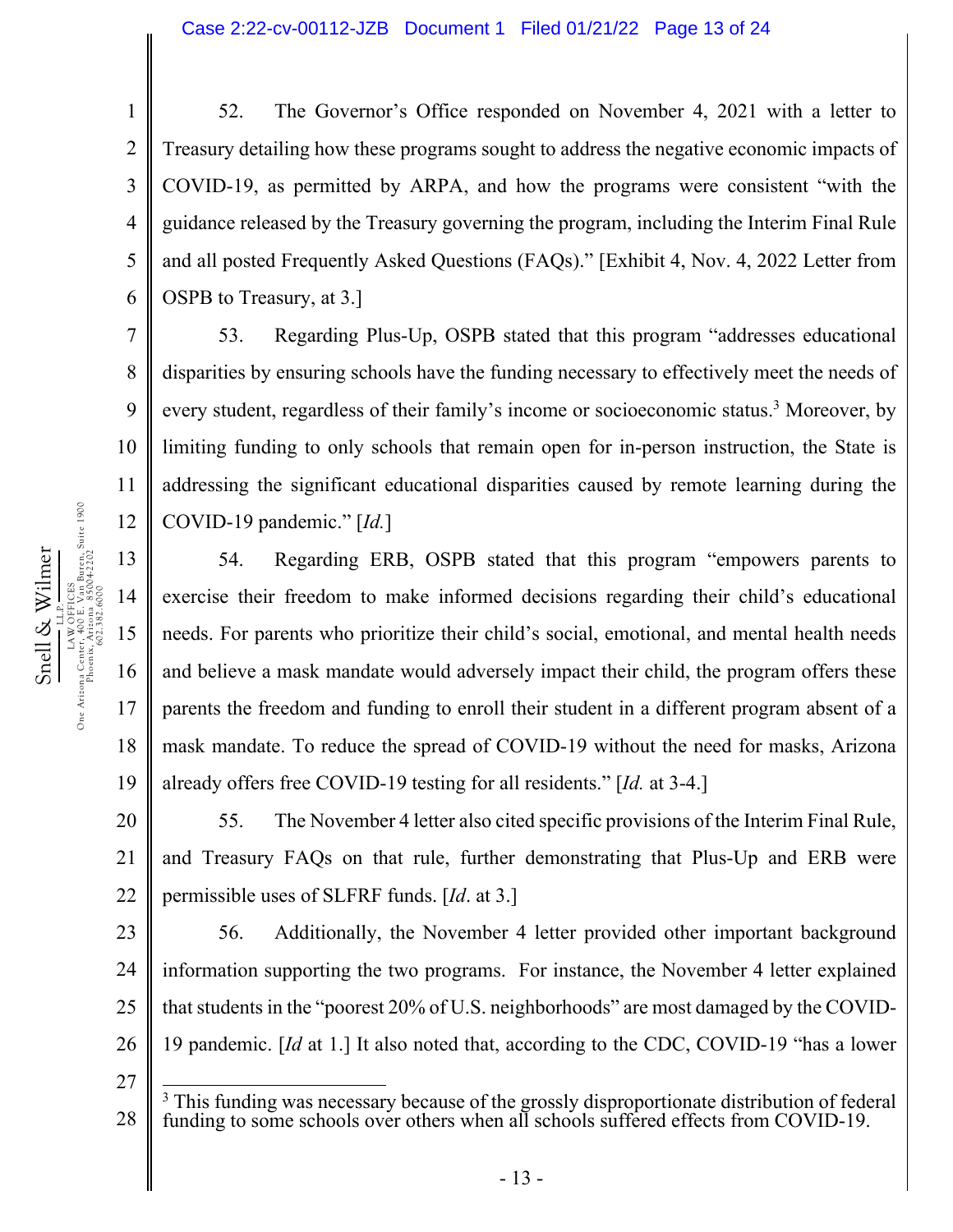52. The Governor's Office responded on November 4, 2021 with a letter to Treasury detailing how these programs sought to address the negative economic impacts of COVID-19, as permitted by ARPA, and how the programs were consistent "with the guidance released by the Treasury governing the program, including the Interim Final Rule and all posted Frequently Asked Questions (FAQs)." [Exhibit 4, Nov. 4, 2022 Letter from OSPB to Treasury, at 3.]

53. Regarding Plus-Up, OSPB stated that this program "addresses educational disparities by ensuring schools have the funding necessary to effectively meet the needs of every student, regardless of their family's income or socioeconomic status.[3] Moreover, by limiting funding to only schools that remain open for in-person instruction, the State is addressing the significant educational disparities caused by remote learning during the COVID-19 pandemic." [*Id.*]

54. Regarding ERB, OSPB stated that this program "empowers parents to exercise their freedom to make informed decisions regarding their child's educational needs. For parents who prioritize their child's social, emotional, and mental health needs and believe a mask mandate would adversely impact their child, the program offers these parents the freedom and funding to enroll their student in a different program absent of a mask mandate. To reduce the spread of COVID-19 without the need for masks, Arizona already offers free COVID-19 testing for all residents." [*Id.* at 3-4.]

55. The November 4 letter also cited specific provisions of the Interim Final Rule, and Treasury FAQs on that rule, further demonstrating that Plus-Up and ERB were permissible uses of SLFRF funds. [*Id*. at 3.]

56. Additionally, the November 4 letter provided other important background information supporting the two programs. For instance, the November 4 letter explained that students in the "poorest 20% of U.S. neighborhoods" are most damaged by the COVID-19 pandemic. [*Id* at 1.] It also noted that, according to the CDC, COVID-19 "has a lower

---

[3] This funding was necessary because of the grossly disproportionate distribution of federal funding to some schools over others when all schools suffered effects from COVID-19.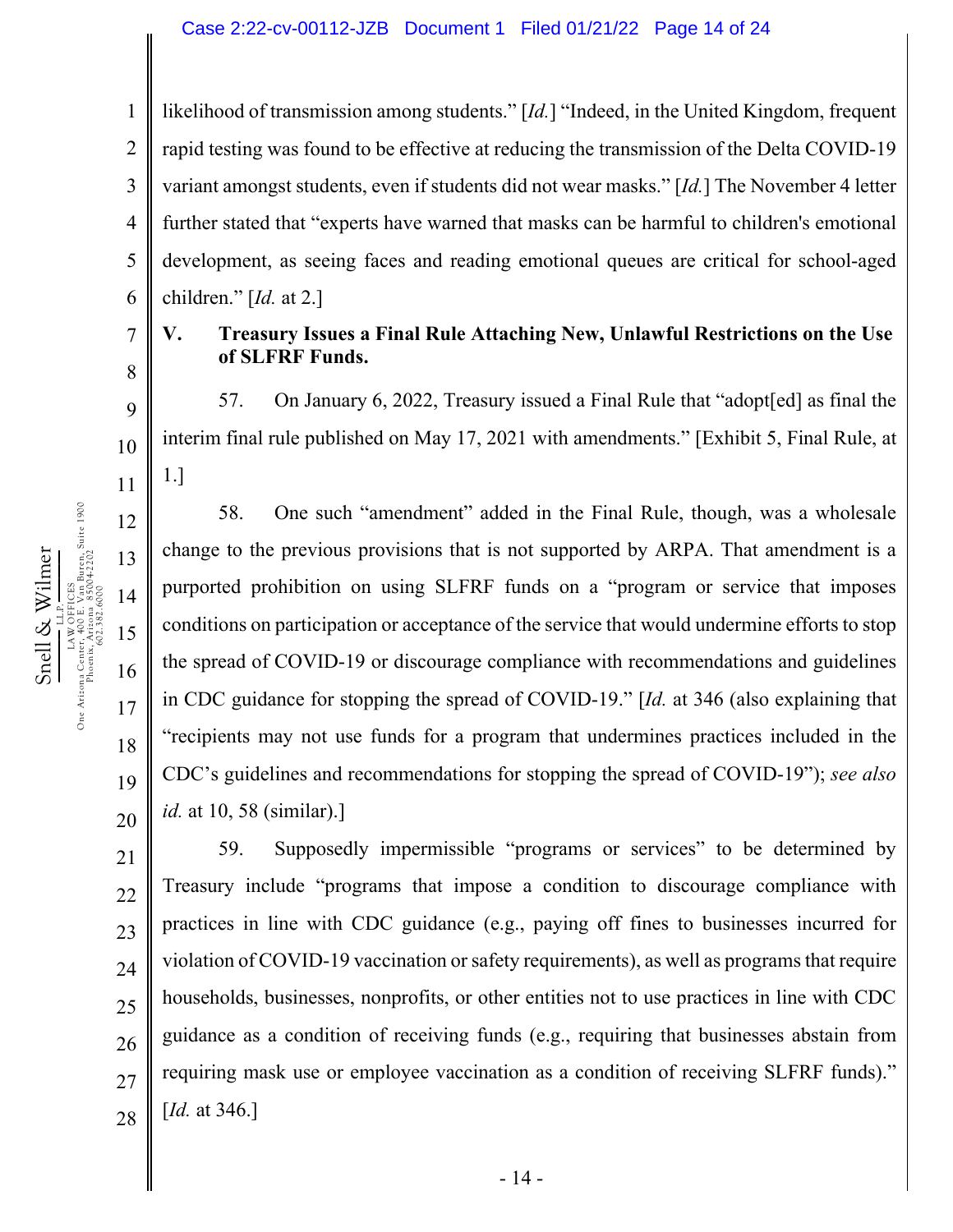likelihood of transmission among students." [*Id.*] "Indeed, in the United Kingdom, frequent rapid testing was found to be effective at reducing the transmission of the Delta COVID-19 variant amongst students, even if students did not wear masks." [*Id.*] The November 4 letter further stated that "experts have warned that masks can be harmful to children's emotional development, as seeing faces and reading emotional queues are critical for school-aged children." [*Id.* at 2.]

## V. Treasury Issues a Final Rule Attaching New, Unlawful Restrictions on the Use of SLFRF Funds.

57. On January 6, 2022, Treasury issued a Final Rule that "adopt[ed] as final the interim final rule published on May 17, 2021 with amendments." [Exhibit 5, Final Rule, at 1.]

58. One such "amendment" added in the Final Rule, though, was a wholesale change to the previous provisions that is not supported by ARPA. That amendment is a purported prohibition on using SLFRF funds on a "program or service that imposes conditions on participation or acceptance of the service that would undermine efforts to stop the spread of COVID-19 or discourage compliance with recommendations and guidelines in CDC guidance for stopping the spread of COVID-19." [*Id.* at 346 (also explaining that "recipients may not use funds for a program that undermines practices included in the CDC's guidelines and recommendations for stopping the spread of COVID-19"); *see also id.* at 10, 58 (similar).]

59. Supposedly impermissible "programs or services" to be determined by Treasury include "programs that impose a condition to discourage compliance with practices in line with CDC guidance (e.g., paying off fines to businesses incurred for violation of COVID-19 vaccination or safety requirements), as well as programs that require households, businesses, nonprofits, or other entities not to use practices in line with CDC guidance as a condition of receiving funds (e.g., requiring that businesses abstain from requiring mask use or employee vaccination as a condition of receiving SLFRF funds)." [*Id.* at 346.]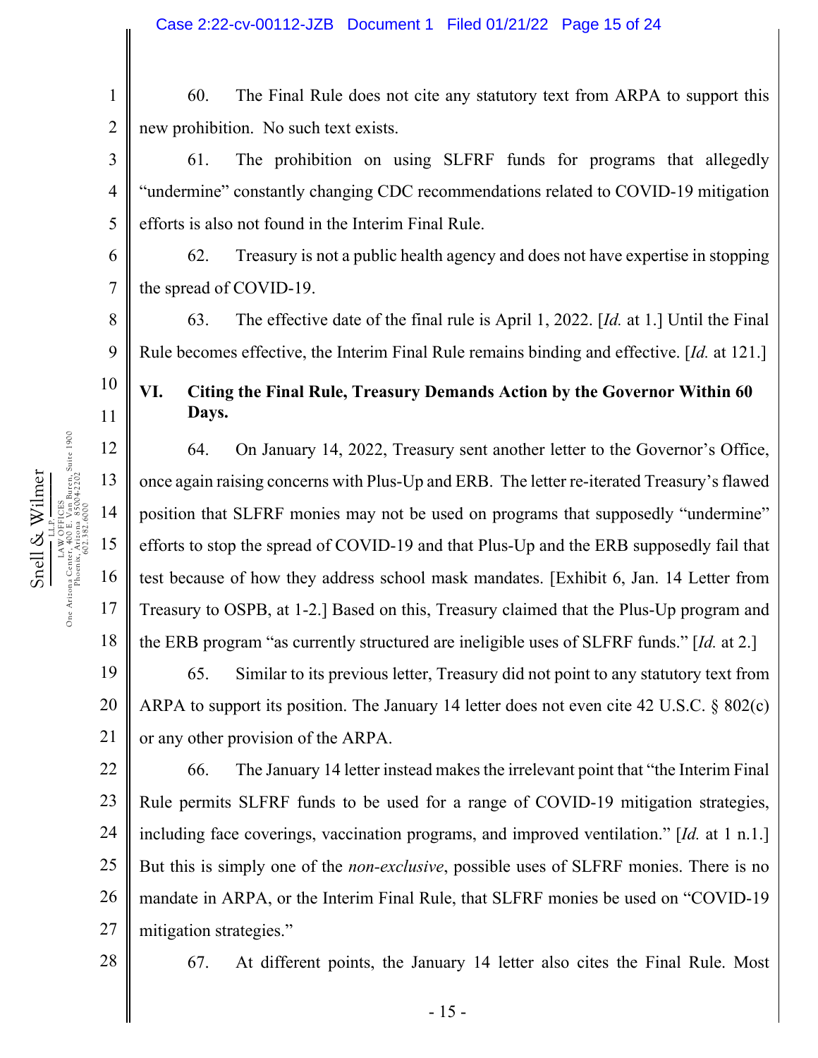60. The Final Rule does not cite any statutory text from ARPA to support this new prohibition. No such text exists.

61. The prohibition on using SLFRF funds for programs that allegedly "undermine" constantly changing CDC recommendations related to COVID-19 mitigation efforts is also not found in the Interim Final Rule.

62. Treasury is not a public health agency and does not have expertise in stopping the spread of COVID-19.

63. The effective date of the final rule is April 1, 2022. [*Id.* at 1.] Until the Final Rule becomes effective, the Interim Final Rule remains binding and effective. [*Id.* at 121.]

## VI. Citing the Final Rule, Treasury Demands Action by the Governor Within 60 Days.

64. On January 14, 2022, Treasury sent another letter to the Governor's Office, once again raising concerns with Plus-Up and ERB. The letter re-iterated Treasury's flawed position that SLFRF monies may not be used on programs that supposedly "undermine" efforts to stop the spread of COVID-19 and that Plus-Up and the ERB supposedly fail that test because of how they address school mask mandates. [Exhibit 6, Jan. 14 Letter from Treasury to OSPB, at 1-2.] Based on this, Treasury claimed that the Plus-Up program and the ERB program "as currently structured are ineligible uses of SLFRF funds." [*Id.* at 2.]

65. Similar to its previous letter, Treasury did not point to any statutory text from ARPA to support its position. The January 14 letter does not even cite 42 U.S.C. § 802(c) or any other provision of the ARPA.

66. The January 14 letter instead makes the irrelevant point that "the Interim Final Rule permits SLFRF funds to be used for a range of COVID-19 mitigation strategies, including face coverings, vaccination programs, and improved ventilation." [*Id.* at 1 n.1.] But this is simply one of the *non-exclusive*, possible uses of SLFRF monies. There is no mandate in ARPA, or the Interim Final Rule, that SLFRF monies be used on "COVID-19 mitigation strategies."

67. At different points, the January 14 letter also cites the Final Rule. Most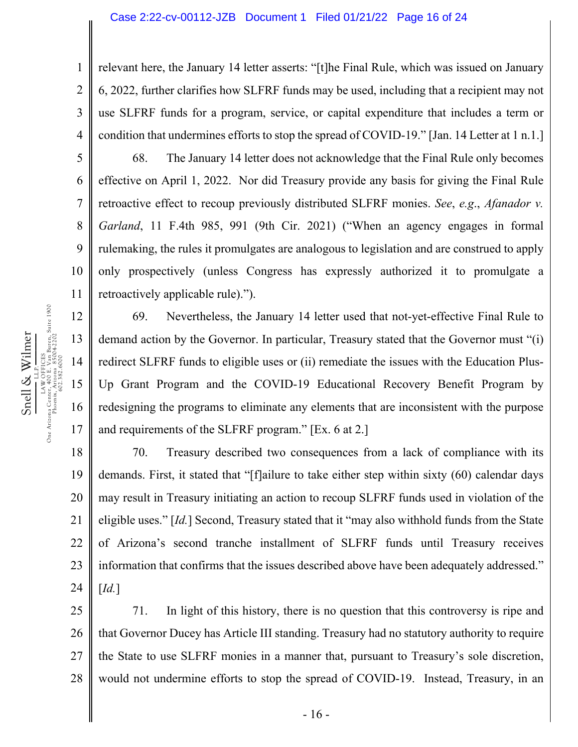relevant here, the January 14 letter asserts: "[t]he Final Rule, which was issued on January 6, 2022, further clarifies how SLFRF funds may be used, including that a recipient may not use SLFRF funds for a program, service, or capital expenditure that includes a term or condition that undermines efforts to stop the spread of COVID-19." [Jan. 14 Letter at 1 n.1.]

68. The January 14 letter does not acknowledge that the Final Rule only becomes effective on April 1, 2022. Nor did Treasury provide any basis for giving the Final Rule retroactive effect to recoup previously distributed SLFRF monies. *See*, *e.g.*, *Afanador v. Garland*, 11 F.4th 985, 991 (9th Cir. 2021) ("When an agency engages in formal rulemaking, the rules it promulgates are analogous to legislation and are construed to apply only prospectively (unless Congress has expressly authorized it to promulgate a retroactively applicable rule).").

69. Nevertheless, the January 14 letter used that not-yet-effective Final Rule to demand action by the Governor. In particular, Treasury stated that the Governor must "(i) redirect SLFRF funds to eligible uses or (ii) remediate the issues with the Education Plus-Up Grant Program and the COVID-19 Educational Recovery Benefit Program by redesigning the programs to eliminate any elements that are inconsistent with the purpose and requirements of the SLFRF program." [Ex. 6 at 2.]

70. Treasury described two consequences from a lack of compliance with its demands. First, it stated that "[f]ailure to take either step within sixty (60) calendar days may result in Treasury initiating an action to recoup SLFRF funds used in violation of the eligible uses." [*Id.*] Second, Treasury stated that it "may also withhold funds from the State of Arizona's second tranche installment of SLFRF funds until Treasury receives information that confirms that the issues described above have been adequately addressed." [*Id.*]

71. In light of this history, there is no question that this controversy is ripe and that Governor Ducey has Article III standing. Treasury had no statutory authority to require the State to use SLFRF monies in a manner that, pursuant to Treasury's sole discretion, would not undermine efforts to stop the spread of COVID-19. Instead, Treasury, in an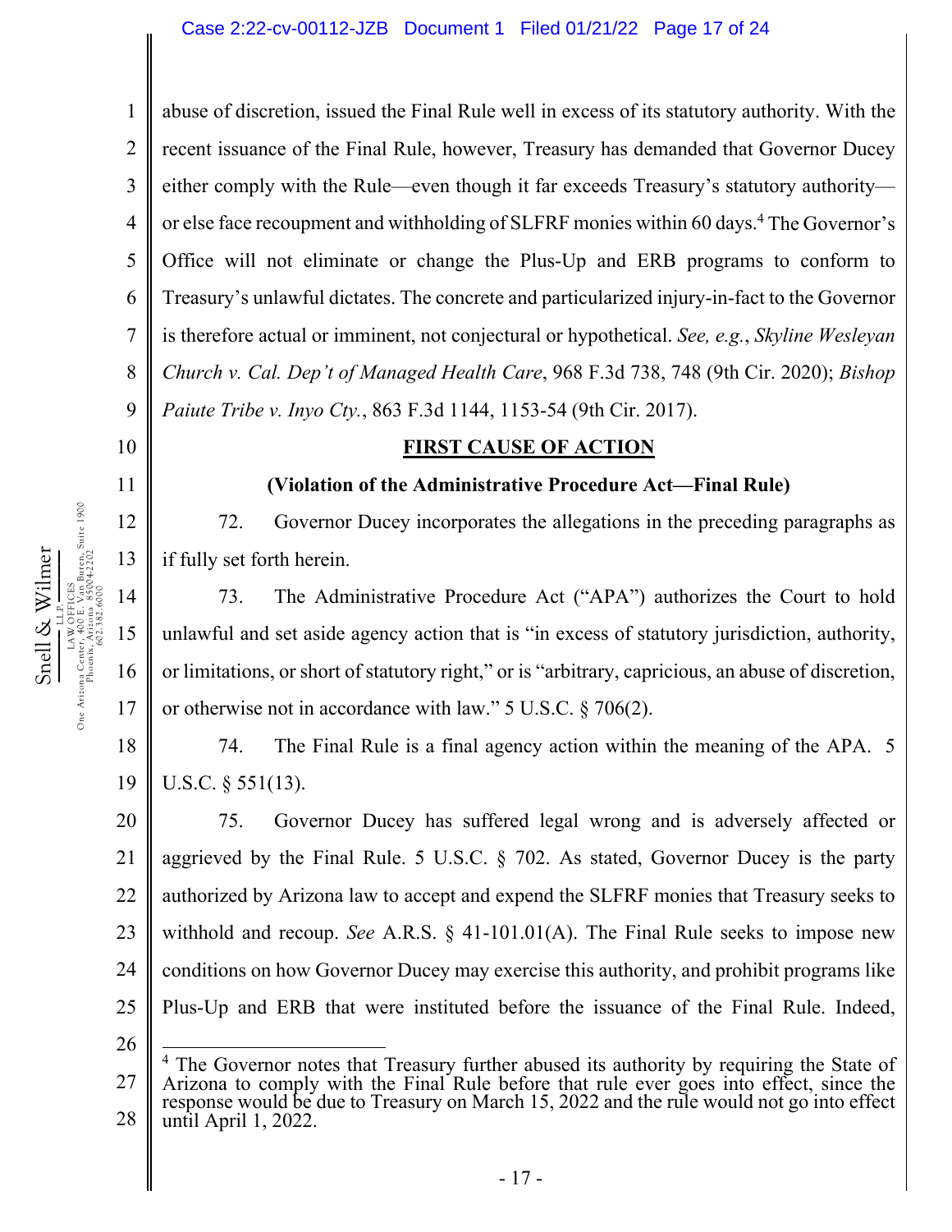abuse of discretion, issued the Final Rule well in excess of its statutory authority. With the recent issuance of the Final Rule, however, Treasury has demanded that Governor Ducey either comply with the Rule—even though it far exceeds Treasury's statutory authority—or else face recoupment and withholding of SLFRF monies within 60 days.[4] The Governor's Office will not eliminate or change the Plus-Up and ERB programs to conform to Treasury's unlawful dictates. The concrete and particularized injury-in-fact to the Governor is therefore actual or imminent, not conjectural or hypothetical. *See, e.g.*, *Skyline Wesleyan Church v. Cal. Dep't of Managed Health Care*, 968 F.3d 738, 748 (9th Cir. 2020); *Bishop Paiute Tribe v. Inyo Cty.*, 863 F.3d 1144, 1153-54 (9th Cir. 2017).

## FIRST CAUSE OF ACTION

**(Violation of the Administrative Procedure Act—Final Rule)**

72. Governor Ducey incorporates the allegations in the preceding paragraphs as if fully set forth herein.

73. The Administrative Procedure Act ("APA") authorizes the Court to hold unlawful and set aside agency action that is "in excess of statutory jurisdiction, authority, or limitations, or short of statutory right," or is "arbitrary, capricious, an abuse of discretion, or otherwise not in accordance with law." 5 U.S.C. § 706(2).

74. The Final Rule is a final agency action within the meaning of the APA. 5 U.S.C. § 551(13).

75. Governor Ducey has suffered legal wrong and is adversely affected or aggrieved by the Final Rule. 5 U.S.C. § 702. As stated, Governor Ducey is the party authorized by Arizona law to accept and expend the SLFRF monies that Treasury seeks to withhold and recoup. *See* A.R.S. § 41-101.01(A). The Final Rule seeks to impose new conditions on how Governor Ducey may exercise this authority, and prohibit programs like Plus-Up and ERB that were instituted before the issuance of the Final Rule. Indeed,

[4] The Governor notes that Treasury further abused its authority by requiring the State of Arizona to comply with the Final Rule before that rule ever goes into effect, since the response would be due to Treasury on March 15, 2022 and the rule would not go into effect until April 1, 2022.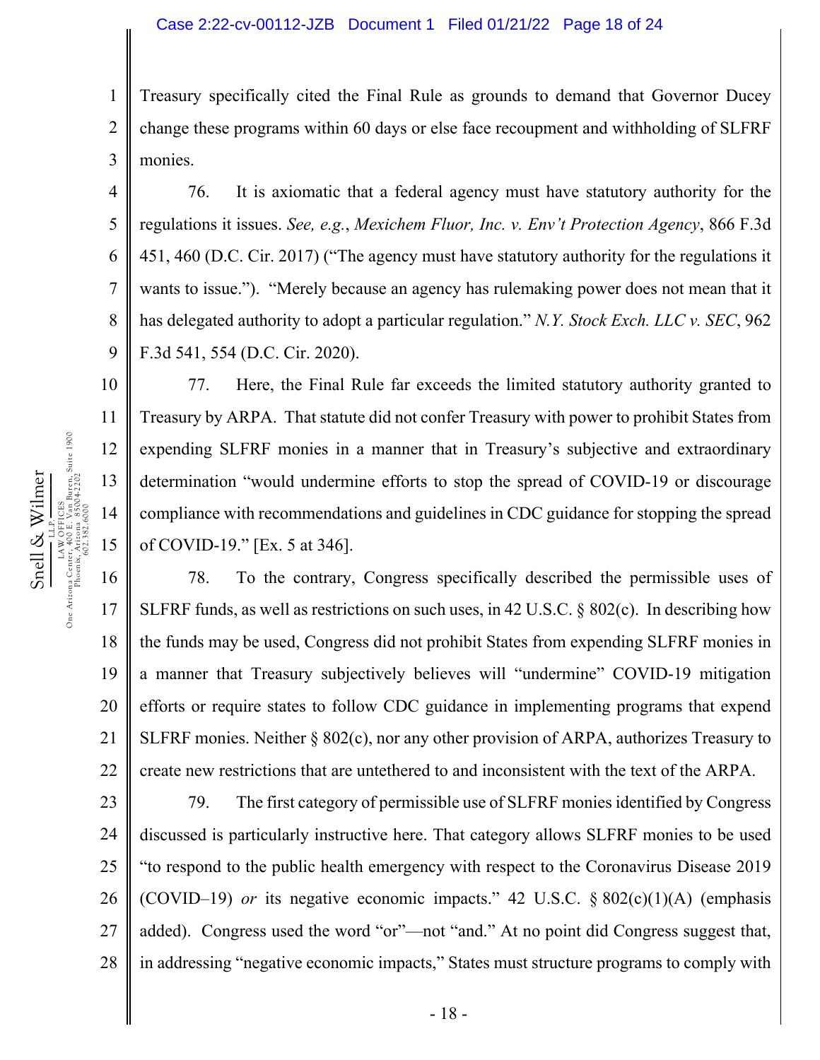Treasury specifically cited the Final Rule as grounds to demand that Governor Ducey change these programs within 60 days or else face recoupment and withholding of SLFRF monies.

76. It is axiomatic that a federal agency must have statutory authority for the regulations it issues. *See, e.g.*, *Mexichem Fluor, Inc. v. Env't Protection Agency*, 866 F.3d 451, 460 (D.C. Cir. 2017) ("The agency must have statutory authority for the regulations it wants to issue."). "Merely because an agency has rulemaking power does not mean that it has delegated authority to adopt a particular regulation." *N.Y. Stock Exch. LLC v. SEC*, 962 F.3d 541, 554 (D.C. Cir. 2020).

77. Here, the Final Rule far exceeds the limited statutory authority granted to Treasury by ARPA. That statute did not confer Treasury with power to prohibit States from expending SLFRF monies in a manner that in Treasury's subjective and extraordinary determination "would undermine efforts to stop the spread of COVID-19 or discourage compliance with recommendations and guidelines in CDC guidance for stopping the spread of COVID-19." [Ex. 5 at 346].

78. To the contrary, Congress specifically described the permissible uses of SLFRF funds, as well as restrictions on such uses, in 42 U.S.C. § 802(c). In describing how the funds may be used, Congress did not prohibit States from expending SLFRF monies in a manner that Treasury subjectively believes will "undermine" COVID-19 mitigation efforts or require states to follow CDC guidance in implementing programs that expend SLFRF monies. Neither § 802(c), nor any other provision of ARPA, authorizes Treasury to create new restrictions that are untethered to and inconsistent with the text of the ARPA.

79. The first category of permissible use of SLFRF monies identified by Congress discussed is particularly instructive here. That category allows SLFRF monies to be used "to respond to the public health emergency with respect to the Coronavirus Disease 2019 (COVID–19) *or* its negative economic impacts." 42 U.S.C. § 802(c)(1)(A) (emphasis added). Congress used the word "or"—not "and." At no point did Congress suggest that, in addressing "negative economic impacts," States must structure programs to comply with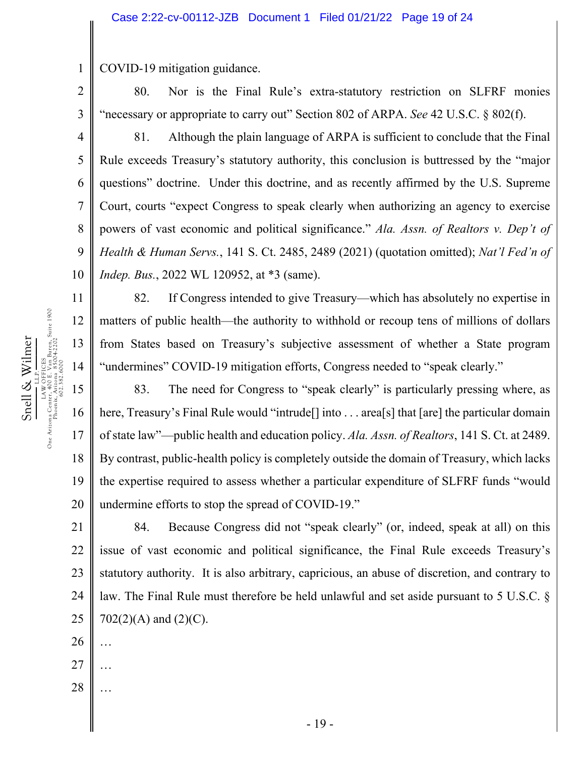COVID-19 mitigation guidance.

80. Nor is the Final Rule's extra-statutory restriction on SLFRF monies "necessary or appropriate to carry out" Section 802 of ARPA. *See* 42 U.S.C. § 802(f).

81. Although the plain language of ARPA is sufficient to conclude that the Final Rule exceeds Treasury's statutory authority, this conclusion is buttressed by the "major questions" doctrine. Under this doctrine, and as recently affirmed by the U.S. Supreme Court, courts "expect Congress to speak clearly when authorizing an agency to exercise powers of vast economic and political significance." *Ala. Assn. of Realtors v. Dep't of Health & Human Servs.*, 141 S. Ct. 2485, 2489 (2021) (quotation omitted); *Nat'l Fed'n of Indep. Bus.*, 2022 WL 120952, at *3 (same).

82. If Congress intended to give Treasury—which has absolutely no expertise in matters of public health—the authority to withhold or recoup tens of millions of dollars from States based on Treasury's subjective assessment of whether a State program "undermines" COVID-19 mitigation efforts, Congress needed to "speak clearly."

83. The need for Congress to "speak clearly" is particularly pressing where, as here, Treasury's Final Rule would "intrude[] into . . . area[s] that [are] the particular domain of state law"—public health and education policy. *Ala. Assn. of Realtors*, 141 S. Ct. at 2489. By contrast, public-health policy is completely outside the domain of Treasury, which lacks the expertise required to assess whether a particular expenditure of SLFRF funds "would undermine efforts to stop the spread of COVID-19."

84. Because Congress did not "speak clearly" (or, indeed, speak at all) on this issue of vast economic and political significance, the Final Rule exceeds Treasury's statutory authority. It is also arbitrary, capricious, an abuse of discretion, and contrary to law. The Final Rule must therefore be held unlawful and set aside pursuant to 5 U.S.C. § 702(2)(A) and (2)(C).

…

…

…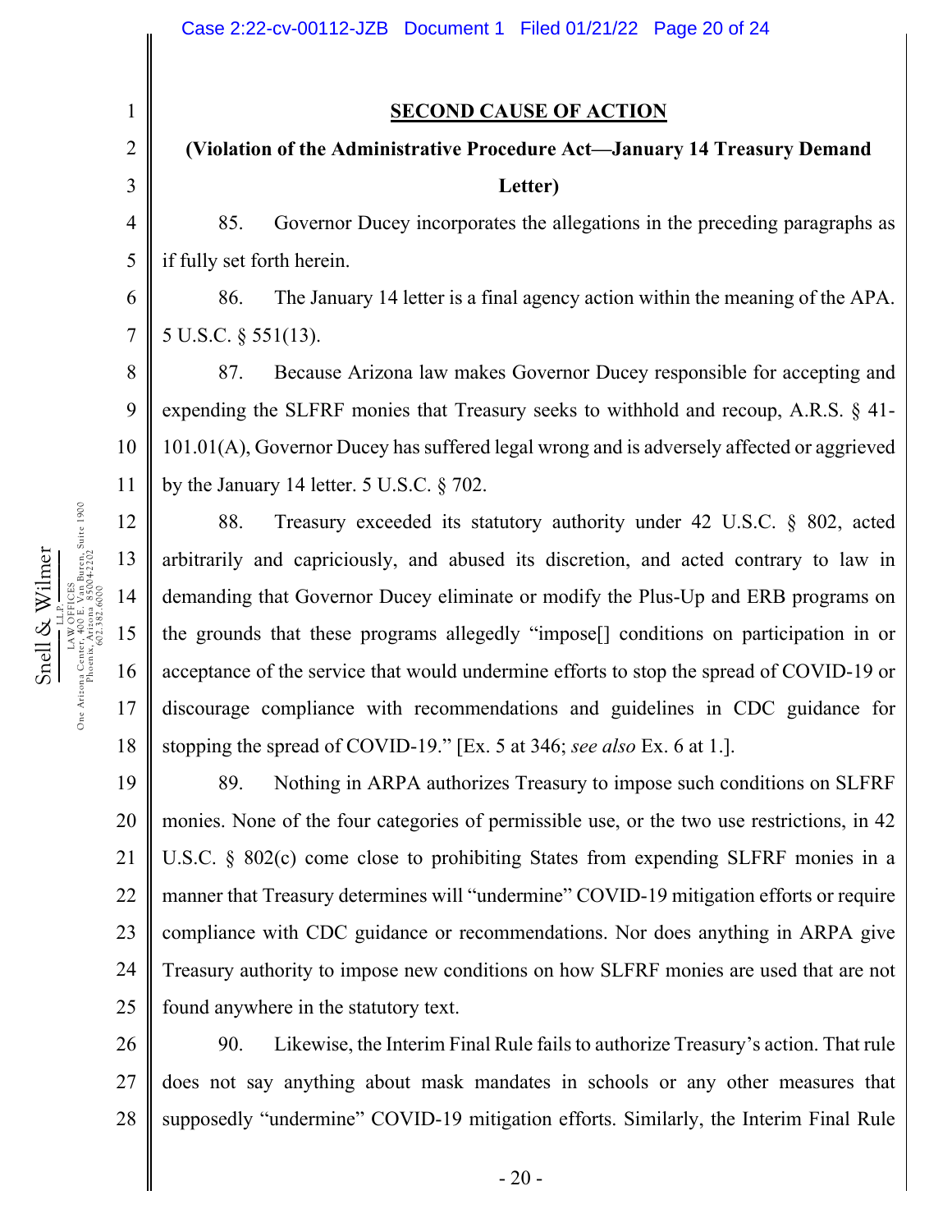## SECOND CAUSE OF ACTION

**(Violation of the Administrative Procedure Act—January 14 Treasury Demand Letter)**

85. Governor Ducey incorporates the allegations in the preceding paragraphs as if fully set forth herein.

86. The January 14 letter is a final agency action within the meaning of the APA. 5 U.S.C. § 551(13).

87. Because Arizona law makes Governor Ducey responsible for accepting and expending the SLFRF monies that Treasury seeks to withhold and recoup, A.R.S. § 41-101.01(A), Governor Ducey has suffered legal wrong and is adversely affected or aggrieved by the January 14 letter. 5 U.S.C. § 702.

88. Treasury exceeded its statutory authority under 42 U.S.C. § 802, acted arbitrarily and capriciously, and abused its discretion, and acted contrary to law in demanding that Governor Ducey eliminate or modify the Plus-Up and ERB programs on the grounds that these programs allegedly "impose[] conditions on participation in or acceptance of the service that would undermine efforts to stop the spread of COVID-19 or discourage compliance with recommendations and guidelines in CDC guidance for stopping the spread of COVID-19." [Ex. 5 at 346; *see also* Ex. 6 at 1.].

89. Nothing in ARPA authorizes Treasury to impose such conditions on SLFRF monies. None of the four categories of permissible use, or the two use restrictions, in 42 U.S.C. § 802(c) come close to prohibiting States from expending SLFRF monies in a manner that Treasury determines will "undermine" COVID-19 mitigation efforts or require compliance with CDC guidance or recommendations. Nor does anything in ARPA give Treasury authority to impose new conditions on how SLFRF monies are used that are not found anywhere in the statutory text.

90. Likewise, the Interim Final Rule fails to authorize Treasury's action. That rule does not say anything about mask mandates in schools or any other measures that supposedly "undermine" COVID-19 mitigation efforts. Similarly, the Interim Final Rule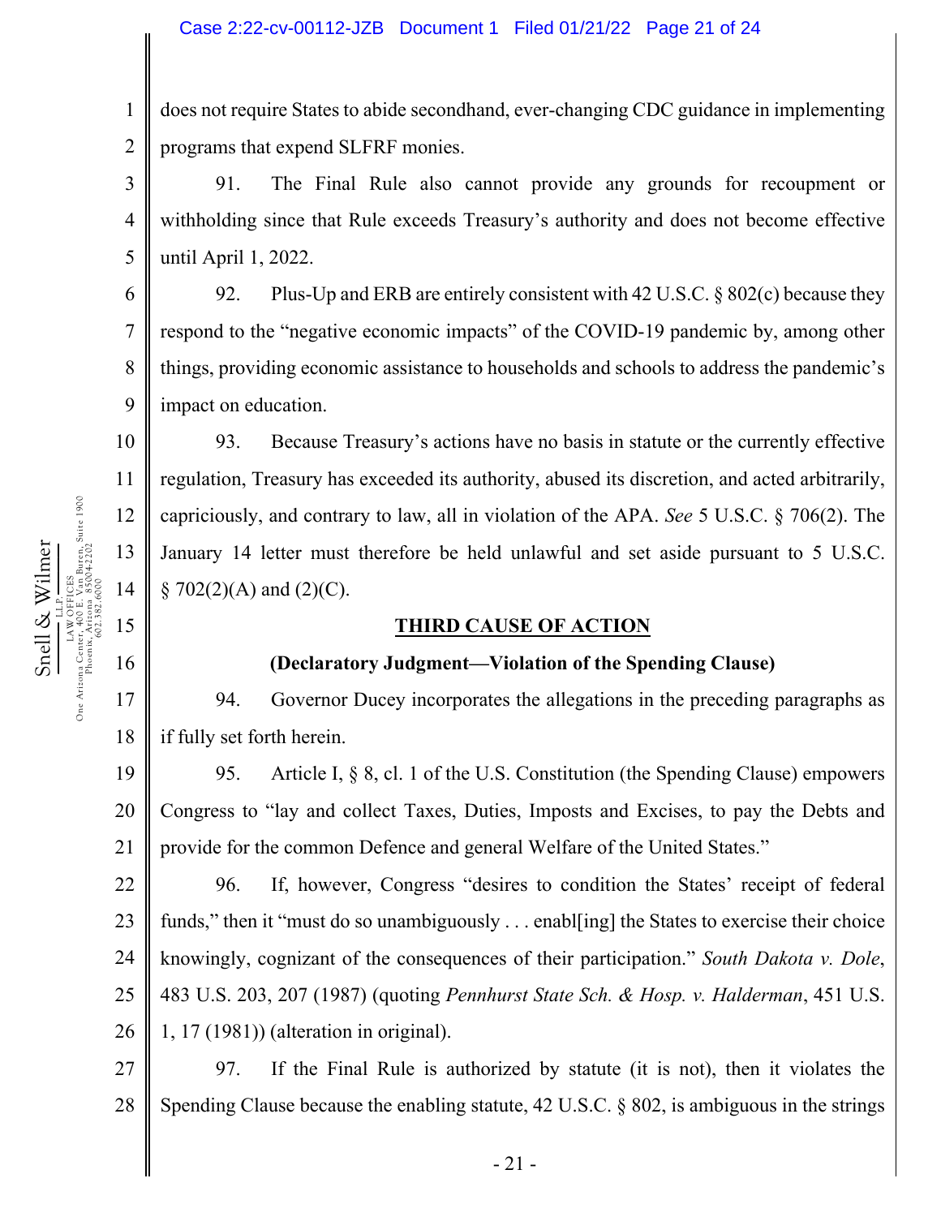does not require States to abide secondhand, ever-changing CDC guidance in implementing programs that expend SLFRF monies.

91. The Final Rule also cannot provide any grounds for recoupment or withholding since that Rule exceeds Treasury's authority and does not become effective until April 1, 2022.

92. Plus-Up and ERB are entirely consistent with 42 U.S.C. § 802(c) because they respond to the "negative economic impacts" of the COVID-19 pandemic by, among other things, providing economic assistance to households and schools to address the pandemic's impact on education.

93. Because Treasury's actions have no basis in statute or the currently effective regulation, Treasury has exceeded its authority, abused its discretion, and acted arbitrarily, capriciously, and contrary to law, all in violation of the APA. *See* 5 U.S.C. § 706(2). The January 14 letter must therefore be held unlawful and set aside pursuant to 5 U.S.C. § 702(2)(A) and (2)(C).

## THIRD CAUSE OF ACTION

### (Declaratory Judgment—Violation of the Spending Clause)

94. Governor Ducey incorporates the allegations in the preceding paragraphs as if fully set forth herein.

95. Article I, § 8, cl. 1 of the U.S. Constitution (the Spending Clause) empowers Congress to "lay and collect Taxes, Duties, Imposts and Excises, to pay the Debts and provide for the common Defence and general Welfare of the United States."

96. If, however, Congress "desires to condition the States' receipt of federal funds," then it "must do so unambiguously . . . enabl[ing] the States to exercise their choice knowingly, cognizant of the consequences of their participation." *South Dakota v. Dole*, 483 U.S. 203, 207 (1987) (quoting *Pennhurst State Sch. & Hosp. v. Halderman*, 451 U.S. 1, 17 (1981)) (alteration in original).

97. If the Final Rule is authorized by statute (it is not), then it violates the Spending Clause because the enabling statute, 42 U.S.C. § 802, is ambiguous in the strings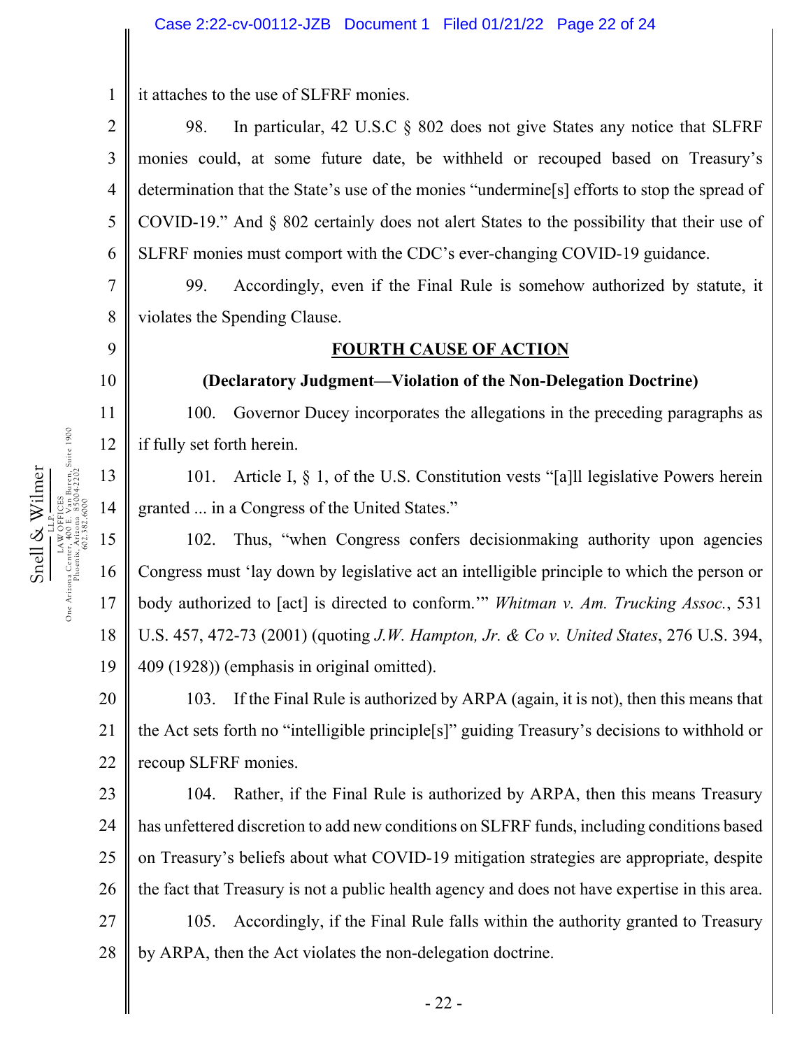it attaches to the use of SLFRF monies.

98. In particular, 42 U.S.C § 802 does not give States any notice that SLFRF monies could, at some future date, be withheld or recouped based on Treasury's determination that the State's use of the monies "undermine[s] efforts to stop the spread of COVID-19." And § 802 certainly does not alert States to the possibility that their use of SLFRF monies must comport with the CDC's ever-changing COVID-19 guidance.

99. Accordingly, even if the Final Rule is somehow authorized by statute, it violates the Spending Clause.

## FOURTH CAUSE OF ACTION

**(Declaratory Judgment—Violation of the Non-Delegation Doctrine)**

100. Governor Ducey incorporates the allegations in the preceding paragraphs as if fully set forth herein.

101. Article I, § 1, of the U.S. Constitution vests "[a]ll legislative Powers herein granted ... in a Congress of the United States."

102. Thus, "when Congress confers decisionmaking authority upon agencies Congress must 'lay down by legislative act an intelligible principle to which the person or body authorized to [act] is directed to conform.'" *Whitman v. Am. Trucking Assoc.*, 531 U.S. 457, 472-73 (2001) (quoting *J.W. Hampton, Jr. & Co v. United States*, 276 U.S. 394, 409 (1928)) (emphasis in original omitted).

103. If the Final Rule is authorized by ARPA (again, it is not), then this means that the Act sets forth no "intelligible principle[s]" guiding Treasury's decisions to withhold or recoup SLFRF monies.

104. Rather, if the Final Rule is authorized by ARPA, then this means Treasury has unfettered discretion to add new conditions on SLFRF funds, including conditions based on Treasury's beliefs about what COVID-19 mitigation strategies are appropriate, despite the fact that Treasury is not a public health agency and does not have expertise in this area.

105. Accordingly, if the Final Rule falls within the authority granted to Treasury by ARPA, then the Act violates the non-delegation doctrine.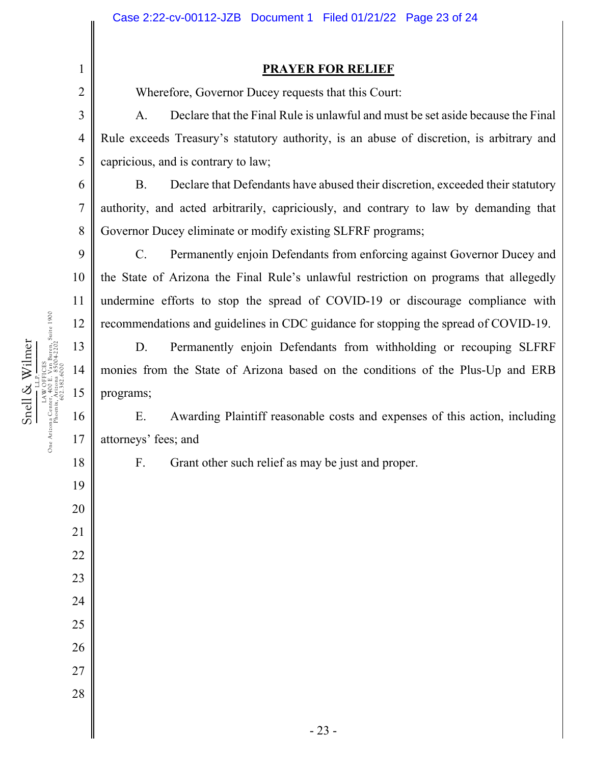## PRAYER FOR RELIEF

Wherefore, Governor Ducey requests that this Court:

A. Declare that the Final Rule is unlawful and must be set aside because the Final Rule exceeds Treasury's statutory authority, is an abuse of discretion, is arbitrary and capricious, and is contrary to law;

B. Declare that Defendants have abused their discretion, exceeded their statutory authority, and acted arbitrarily, capriciously, and contrary to law by demanding that Governor Ducey eliminate or modify existing SLFRF programs;

C. Permanently enjoin Defendants from enforcing against Governor Ducey and the State of Arizona the Final Rule's unlawful restriction on programs that allegedly undermine efforts to stop the spread of COVID-19 or discourage compliance with recommendations and guidelines in CDC guidance for stopping the spread of COVID-19.

D. Permanently enjoin Defendants from withholding or recouping SLFRF monies from the State of Arizona based on the conditions of the Plus-Up and ERB programs;

E. Awarding Plaintiff reasonable costs and expenses of this action, including attorneys' fees; and

F. Grant other such relief as may be just and proper.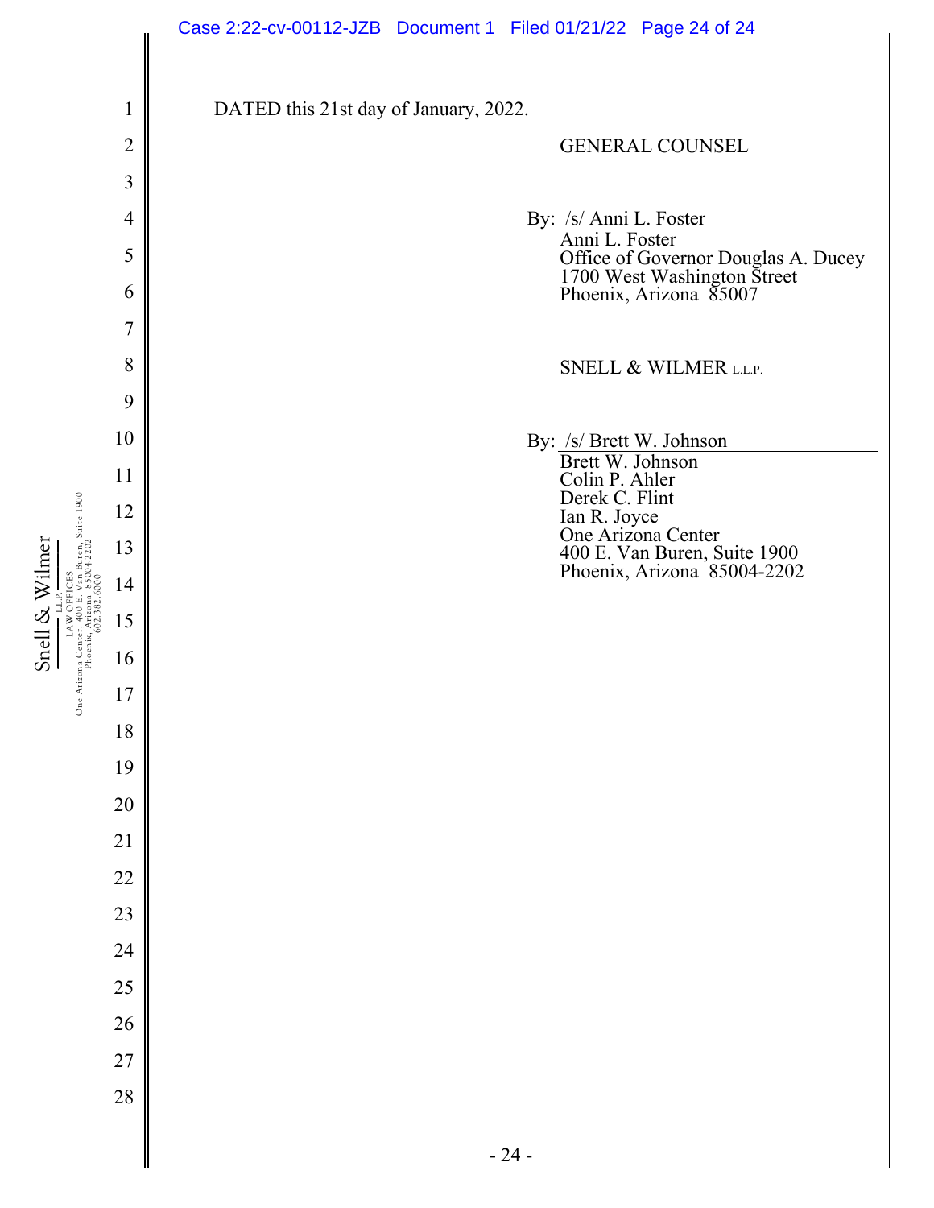DATED this 21st day of January, 2022.

GENERAL COUNSEL

By: /s/ Anni L. Foster
Anni L. Foster
Office of Governor Douglas A. Ducey
1700 West Washington Street
Phoenix, Arizona 85007

SNELL & WILMER L.L.P.

By: /s/ Brett W. Johnson
Brett W. Johnson
Colin P. Ahler
Derek C. Flint
Ian R. Joyce
One Arizona Center
400 E. Van Buren, Suite 1900
Phoenix, Arizona 85004-2202